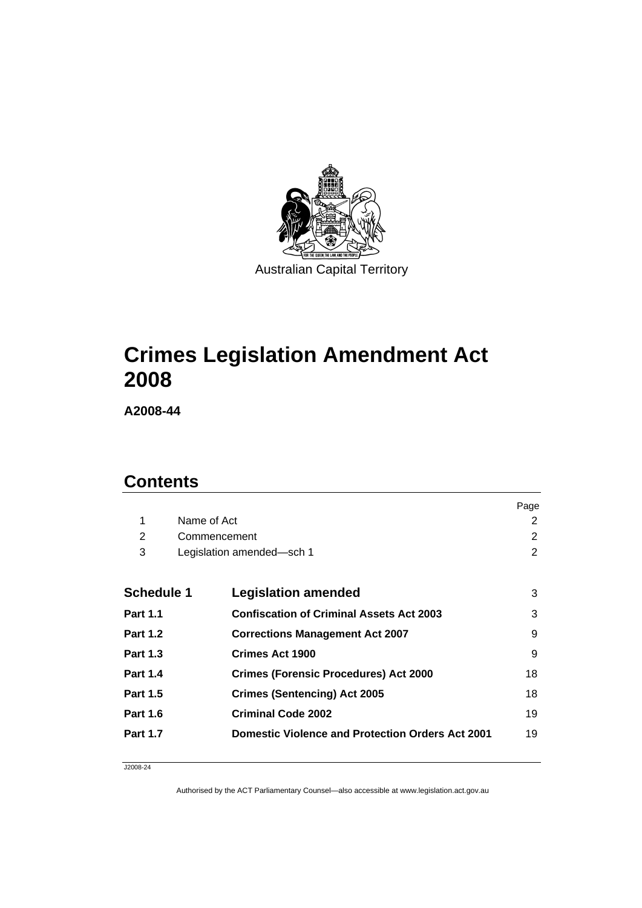Australian Capital Territory

# Crimes Legislation Amendment Act 2008

**A2008-44**

## Contents

| | | Page |
|---|---|---|
| 1 | Name of Act | 2 |
| 2 | Commencement | 2 |
| 3 | Legislation amended—sch 1 | 2 |
| **Schedule 1** | **Legislation amended** | 3 |
| **Part 1.1** | **Confiscation of Criminal Assets Act 2003** | 3 |
| **Part 1.2** | **Corrections Management Act 2007** | 9 |
| **Part 1.3** | **Crimes Act 1900** | 9 |
| **Part 1.4** | **Crimes (Forensic Procedures) Act 2000** | 18 |
| **Part 1.5** | **Crimes (Sentencing) Act 2005** | 18 |
| **Part 1.6** | **Criminal Code 2002** | 19 |
| **Part 1.7** | **Domestic Violence and Protection Orders Act 2001** | 19 |

J2008-24

Authorised by the ACT Parliamentary Counsel—also accessible at www.legislation.act.gov.au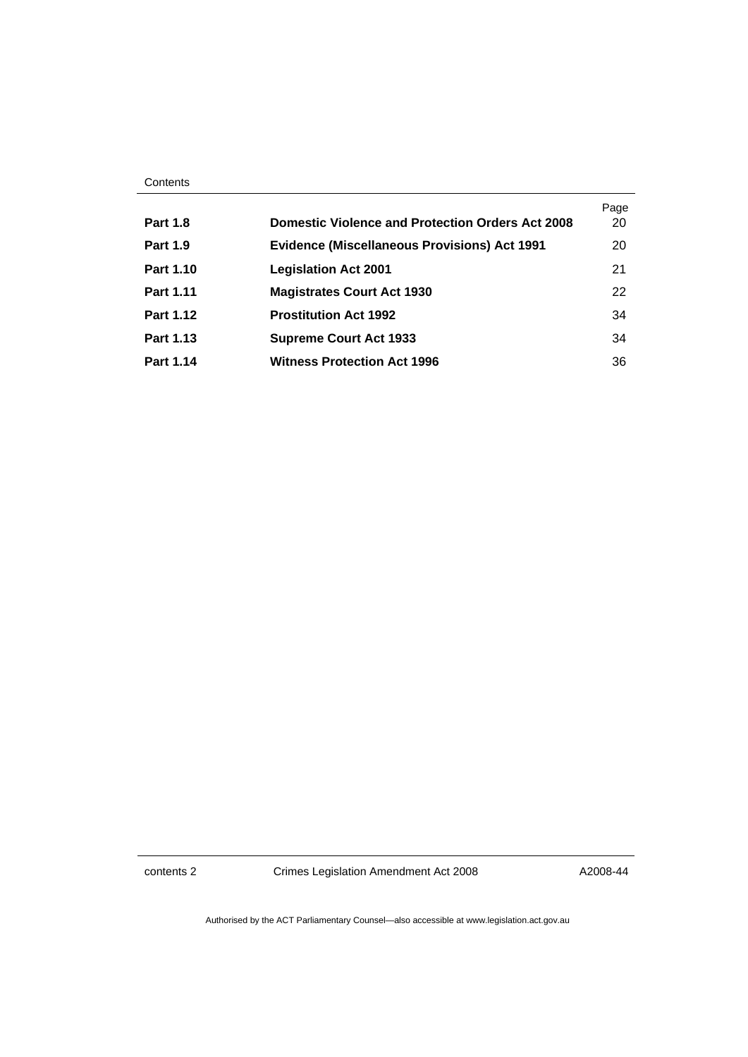| | | Page |
|---|---|---|
| **Part 1.8** | **Domestic Violence and Protection Orders Act 2008** | 20 |
| **Part 1.9** | **Evidence (Miscellaneous Provisions) Act 1991** | 20 |
| **Part 1.10** | **Legislation Act 2001** | 21 |
| **Part 1.11** | **Magistrates Court Act 1930** | 22 |
| **Part 1.12** | **Prostitution Act 1992** | 34 |
| **Part 1.13** | **Supreme Court Act 1933** | 34 |
| **Part 1.14** | **Witness Protection Act 1996** | 36 |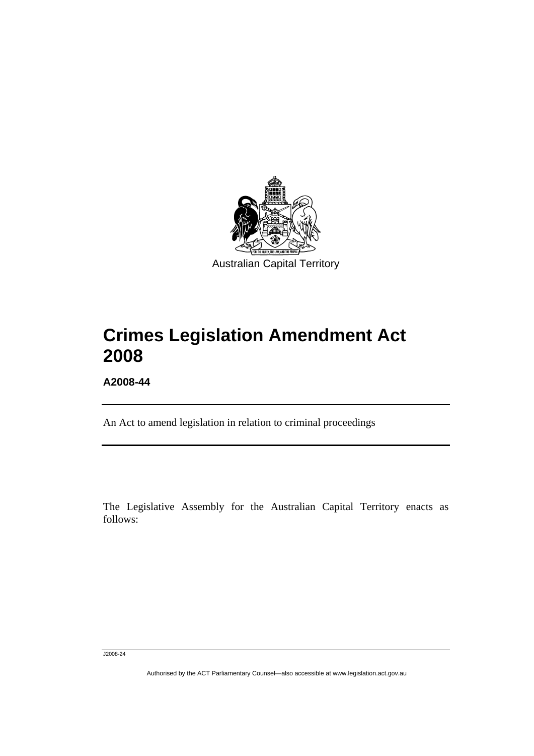Australian Capital Territory

# Crimes Legislation Amendment Act 2008

**A2008-44**

An Act to amend legislation in relation to criminal proceedings

The Legislative Assembly for the Australian Capital Territory enacts as follows:

J2008-24

Authorised by the ACT Parliamentary Counsel—also accessible at www.legislation.act.gov.au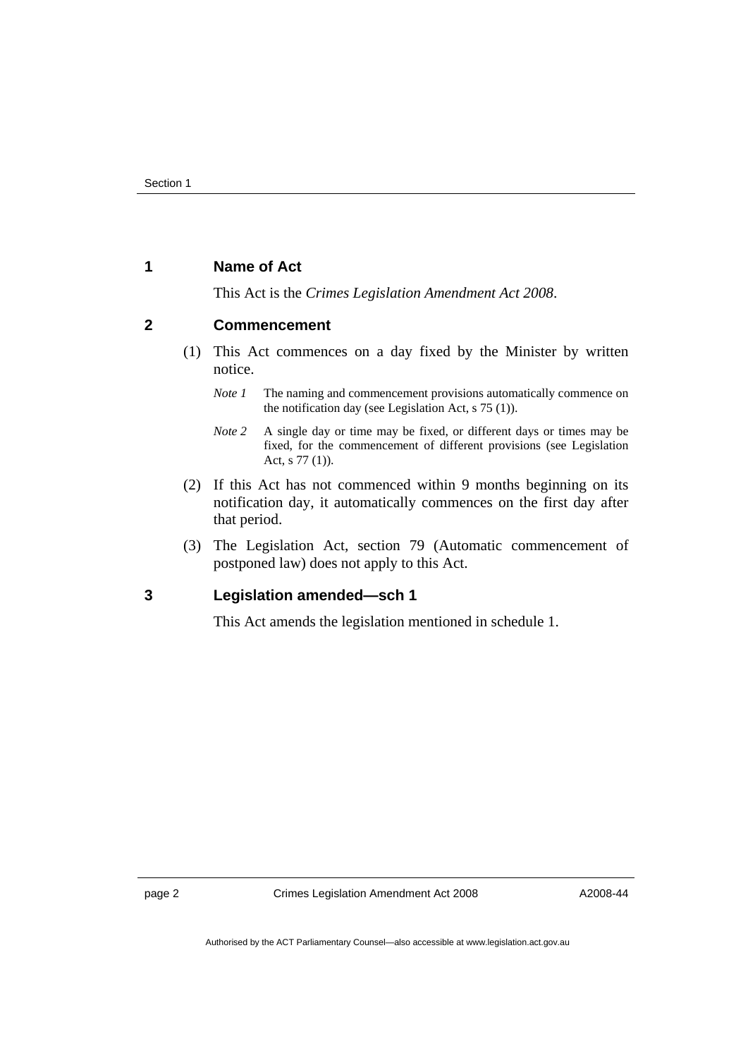## 1 Name of Act

This Act is the *Crimes Legislation Amendment Act 2008*.

## 2 Commencement

(1) This Act commences on a day fixed by the Minister by written notice.

*Note 1* The naming and commencement provisions automatically commence on the notification day (see Legislation Act, s 75 (1)).

*Note 2* A single day or time may be fixed, or different days or times may be fixed, for the commencement of different provisions (see Legislation Act, s 77 (1)).

(2) If this Act has not commenced within 9 months beginning on its notification day, it automatically commences on the first day after that period.

(3) The Legislation Act, section 79 (Automatic commencement of postponed law) does not apply to this Act.

## 3 Legislation amended—sch 1

This Act amends the legislation mentioned in schedule 1.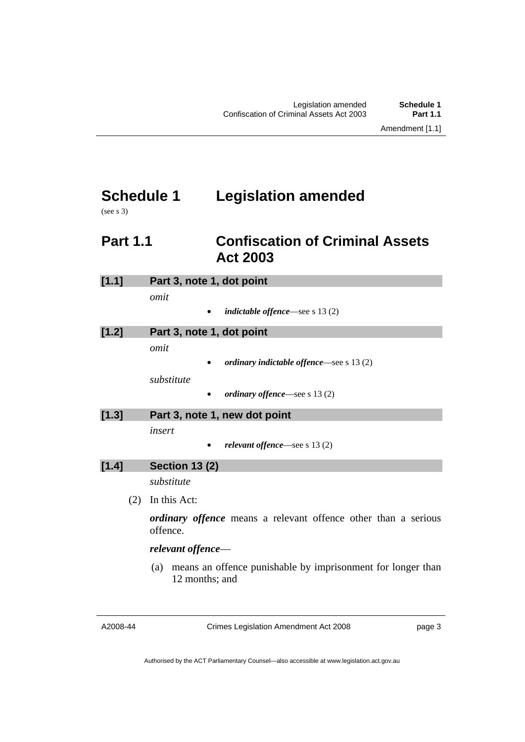# Schedule 1 Legislation amended

(see s 3)

## Part 1.1 Confiscation of Criminal Assets Act 2003

### [1.1] Part 3, note 1, dot point

*omit*

- ***indictable offence***—see s 13 (2)

### [1.2] Part 3, note 1, dot point

*omit*

- ***ordinary indictable offence***—see s 13 (2)

*substitute*

- ***ordinary offence***—see s 13 (2)

### [1.3] Part 3, note 1, new dot point

*insert*

- ***relevant offence***—see s 13 (2)

### [1.4] Section 13 (2)

*substitute*

(2) In this Act:

***ordinary offence*** means a relevant offence other than a serious offence.

***relevant offence***—

(a) means an offence punishable by imprisonment for longer than 12 months; and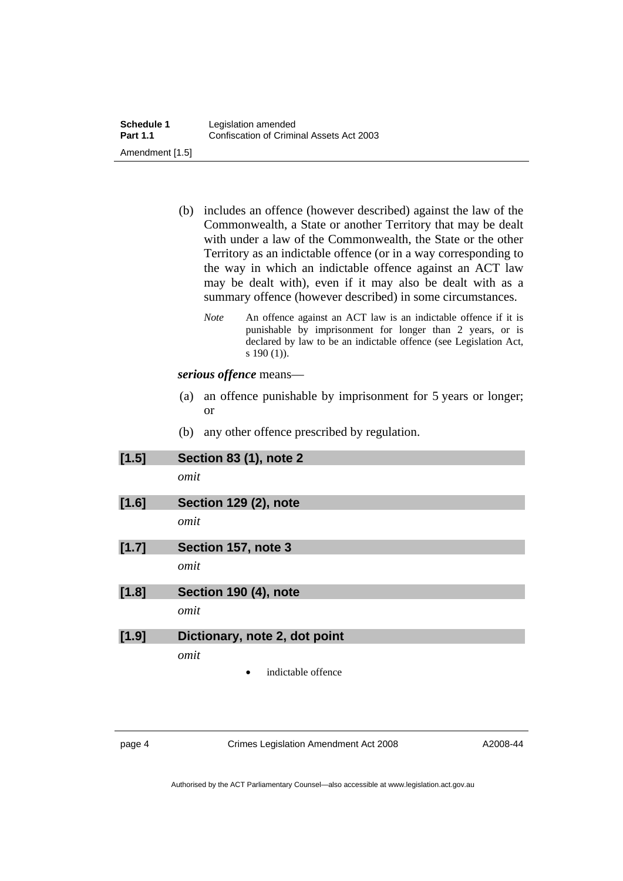(b) includes an offence (however described) against the law of the Commonwealth, a State or another Territory that may be dealt with under a law of the Commonwealth, the State or the other Territory as an indictable offence (or in a way corresponding to the way in which an indictable offence against an ACT law may be dealt with), even if it may also be dealt with as a summary offence (however described) in some circumstances.

*Note* An offence against an ACT law is an indictable offence if it is punishable by imprisonment for longer than 2 years, or is declared by law to be an indictable offence (see Legislation Act, s 190 (1)).

***serious offence*** means—

(a) an offence punishable by imprisonment for 5 years or longer; or

(b) any other offence prescribed by regulation.

### [1.5] Section 83 (1), note 2

*omit*

### [1.6] Section 129 (2), note

*omit*

### [1.7] Section 157, note 3

*omit*

### [1.8] Section 190 (4), note

*omit*

### [1.9] Dictionary, note 2, dot point

*omit*

- indictable offence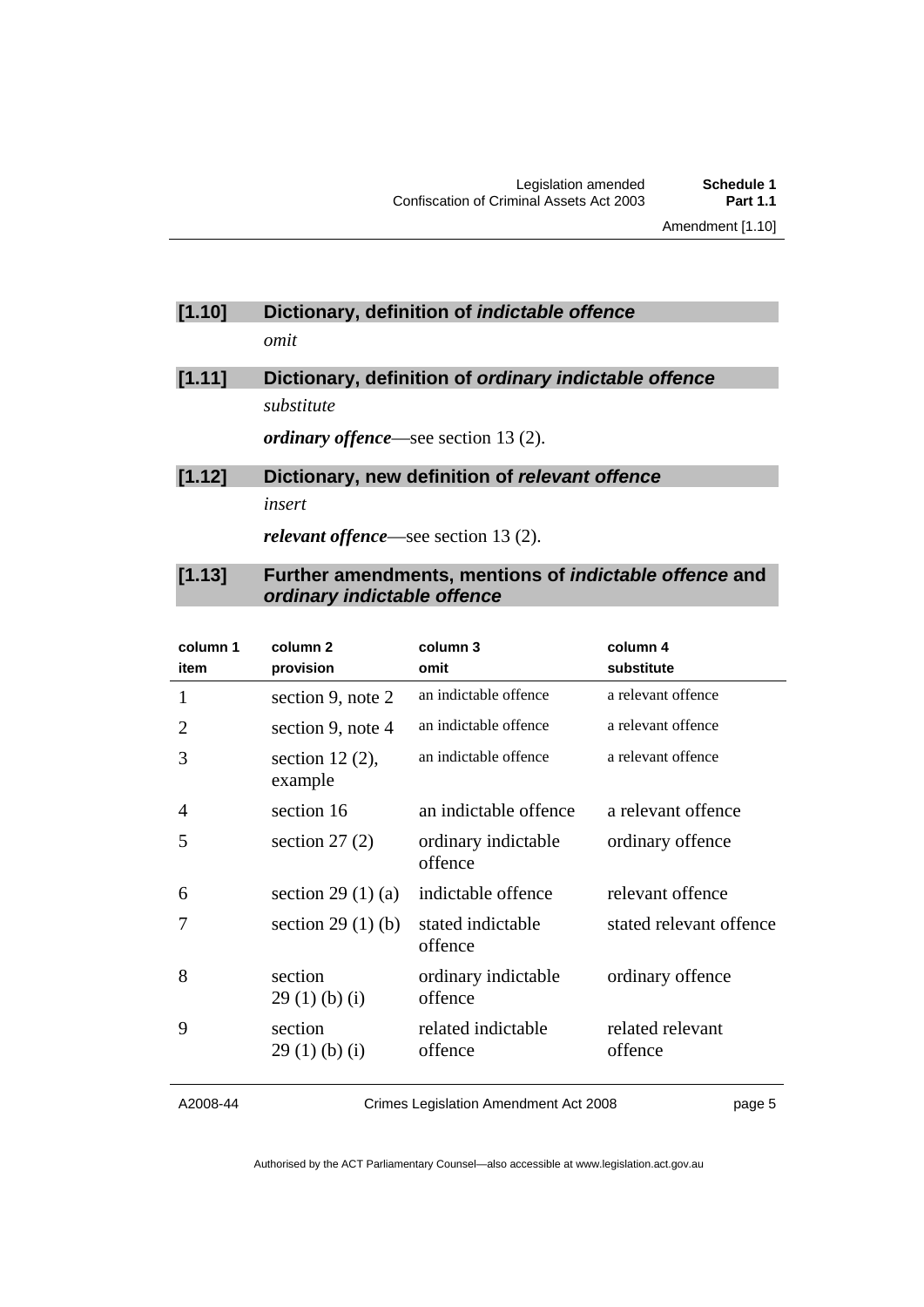### [1.10] Dictionary, definition of *indictable offence*

*omit*

### [1.11] Dictionary, definition of *ordinary indictable offence*

*substitute*

***ordinary offence***—see section 13 (2).

### [1.12] Dictionary, new definition of *relevant offence*

*insert*

***relevant offence***—see section 13 (2).

### [1.13] Further amendments, mentions of *indictable offence* and *ordinary indictable offence*

| column 1 item | column 2 provision | column 3 omit | column 4 substitute |
|---|---|---|---|
| 1 | section 9, note 2 | an indictable offence | a relevant offence |
| 2 | section 9, note 4 | an indictable offence | a relevant offence |
| 3 | section 12 (2), example | an indictable offence | a relevant offence |
| 4 | section 16 | an indictable offence | a relevant offence |
| 5 | section 27 (2) | ordinary indictable offence | ordinary offence |
| 6 | section 29 (1) (a) | indictable offence | relevant offence |
| 7 | section 29 (1) (b) | stated indictable offence | stated relevant offence |
| 8 | section 29 (1) (b) (i) | ordinary indictable offence | ordinary offence |
| 9 | section 29 (1) (b) (i) | related indictable offence | related relevant offence |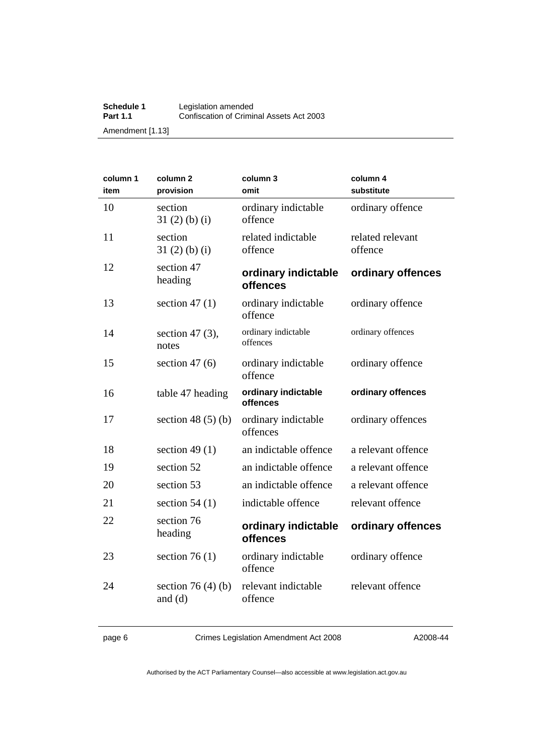| column 1<br>item | column 2<br>provision | column 3<br>omit | column 4<br>substitute |
|---|---|---|---|
| 10 | section 31 (2) (b) (i) | ordinary indictable offence | ordinary offence |
| 11 | section 31 (2) (b) (i) | related indictable offence | related relevant offence |
| 12 | section 47 heading | **ordinary indictable offences** | **ordinary offences** |
| 13 | section 47 (1) | ordinary indictable offence | ordinary offence |
| 14 | section 47 (3), notes | ordinary indictable offences | ordinary offences |
| 15 | section 47 (6) | ordinary indictable offence | ordinary offence |
| 16 | table 47 heading | **ordinary indictable offences** | **ordinary offences** |
| 17 | section 48 (5) (b) | ordinary indictable offences | ordinary offences |
| 18 | section 49 (1) | an indictable offence | a relevant offence |
| 19 | section 52 | an indictable offence | a relevant offence |
| 20 | section 53 | an indictable offence | a relevant offence |
| 21 | section 54 (1) | indictable offence | relevant offence |
| 22 | section 76 heading | **ordinary indictable offences** | **ordinary offences** |
| 23 | section 76 (1) | ordinary indictable offence | ordinary offence |
| 24 | section 76 (4) (b) and (d) | relevant indictable offence | relevant offence |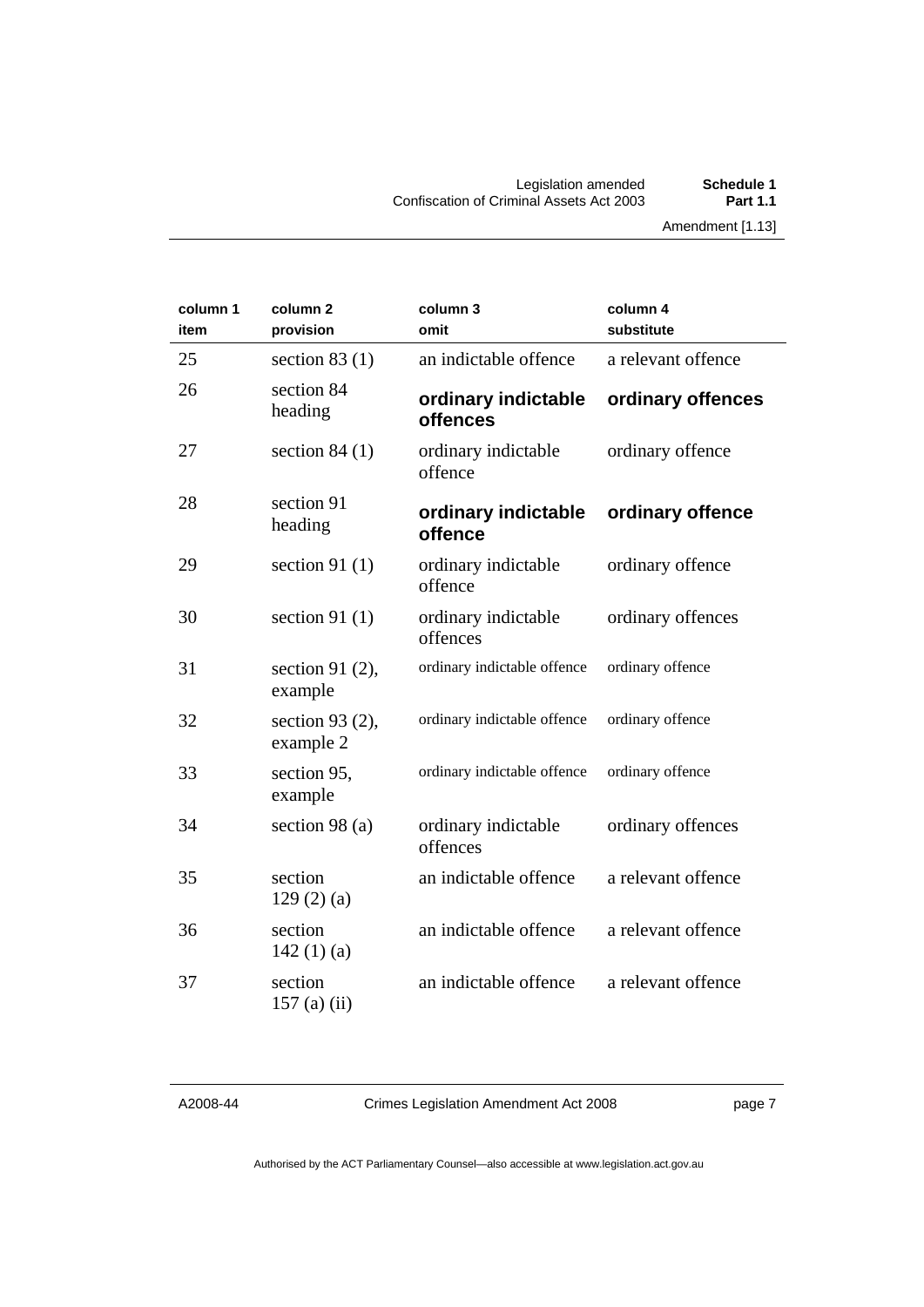| column 1 item | column 2 provision | column 3 omit | column 4 substitute |
|---|---|---|---|
| 25 | section 83 (1) | an indictable offence | a relevant offence |
| 26 | section 84 heading | **ordinary indictable offences** | **ordinary offences** |
| 27 | section 84 (1) | ordinary indictable offence | ordinary offence |
| 28 | section 91 heading | **ordinary indictable offence** | **ordinary offence** |
| 29 | section 91 (1) | ordinary indictable offence | ordinary offence |
| 30 | section 91 (1) | ordinary indictable offences | ordinary offences |
| 31 | section 91 (2), example | ordinary indictable offence | ordinary offence |
| 32 | section 93 (2), example 2 | ordinary indictable offence | ordinary offence |
| 33 | section 95, example | ordinary indictable offence | ordinary offence |
| 34 | section 98 (a) | ordinary indictable offences | ordinary offences |
| 35 | section 129 (2) (a) | an indictable offence | a relevant offence |
| 36 | section 142 (1) (a) | an indictable offence | a relevant offence |
| 37 | section 157 (a) (ii) | an indictable offence | a relevant offence |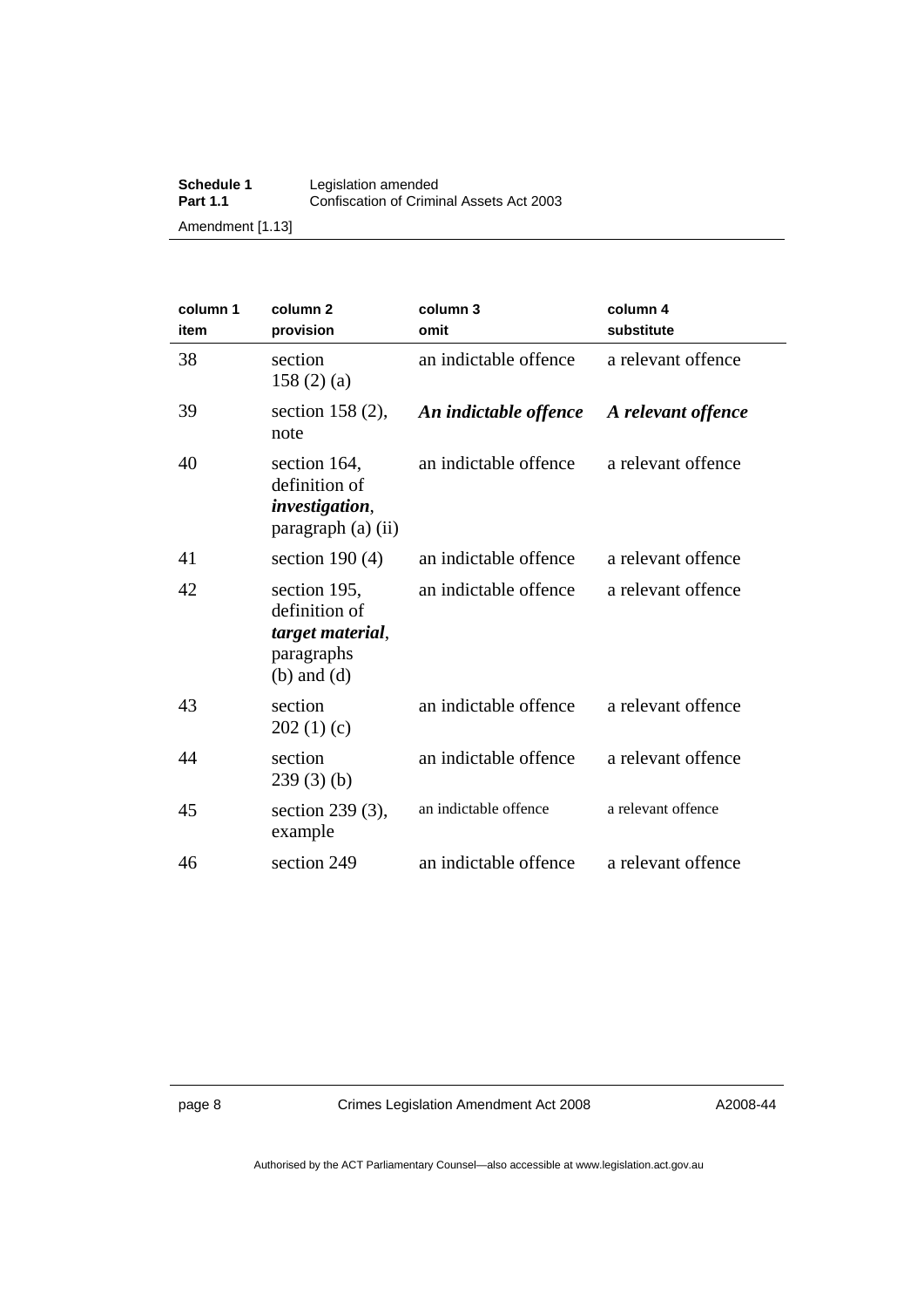| column 1 item | column 2 provision | column 3 omit | column 4 substitute |
|---|---|---|---|
| 38 | section 158 (2) (a) | an indictable offence | a relevant offence |
| 39 | section 158 (2), note | ***An indictable offence*** | ***A relevant offence*** |
| 40 | section 164, definition of ***investigation***, paragraph (a) (ii) | an indictable offence | a relevant offence |
| 41 | section 190 (4) | an indictable offence | a relevant offence |
| 42 | section 195, definition of ***target material***, paragraphs (b) and (d) | an indictable offence | a relevant offence |
| 43 | section 202 (1) (c) | an indictable offence | a relevant offence |
| 44 | section 239 (3) (b) | an indictable offence | a relevant offence |
| 45 | section 239 (3), example | an indictable offence | a relevant offence |
| 46 | section 249 | an indictable offence | a relevant offence |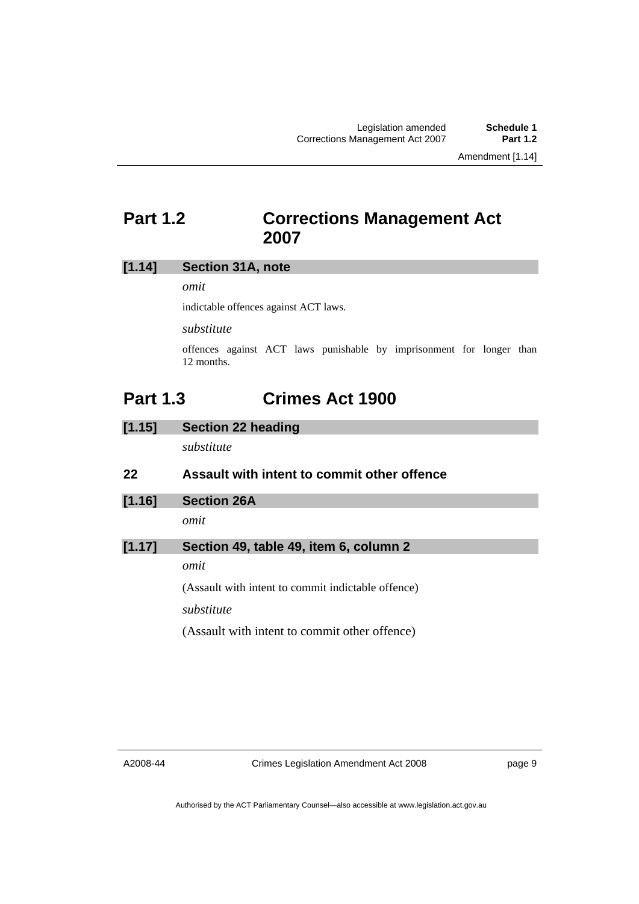## Part 1.2 Corrections Management Act 2007

**[1.14] Section 31A, note**

*omit*

indictable offences against ACT laws.

*substitute*

offences against ACT laws punishable by imprisonment for longer than 12 months.

## Part 1.3 Crimes Act 1900

**[1.15] Section 22 heading**

*substitute*

**22 Assault with intent to commit other offence**

**[1.16] Section 26A**

*omit*

**[1.17] Section 49, table 49, item 6, column 2**

*omit*

(Assault with intent to commit indictable offence)

*substitute*

(Assault with intent to commit other offence)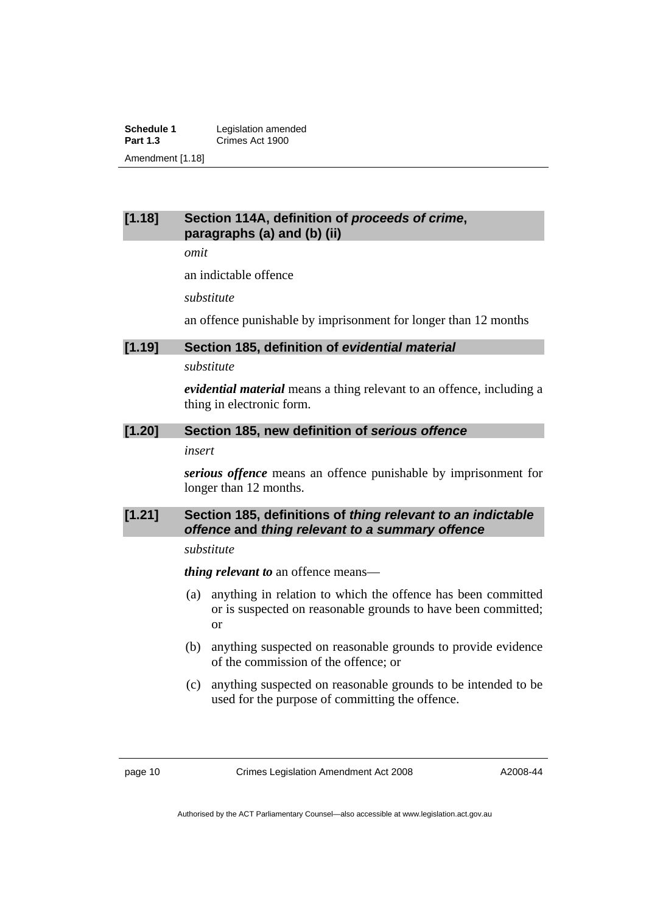### [1.18] Section 114A, definition of *proceeds of crime*, paragraphs (a) and (b) (ii)

*omit*

an indictable offence

*substitute*

an offence punishable by imprisonment for longer than 12 months

### [1.19] Section 185, definition of *evidential material*

*substitute*

***evidential material*** means a thing relevant to an offence, including a thing in electronic form.

### [1.20] Section 185, new definition of *serious offence*

*insert*

***serious offence*** means an offence punishable by imprisonment for longer than 12 months.

### [1.21] Section 185, definitions of *thing relevant to an indictable offence* and *thing relevant to a summary offence*

*substitute*

***thing relevant to*** an offence means—

(a) anything in relation to which the offence has been committed or is suspected on reasonable grounds to have been committed; or

(b) anything suspected on reasonable grounds to provide evidence of the commission of the offence; or

(c) anything suspected on reasonable grounds to be intended to be used for the purpose of committing the offence.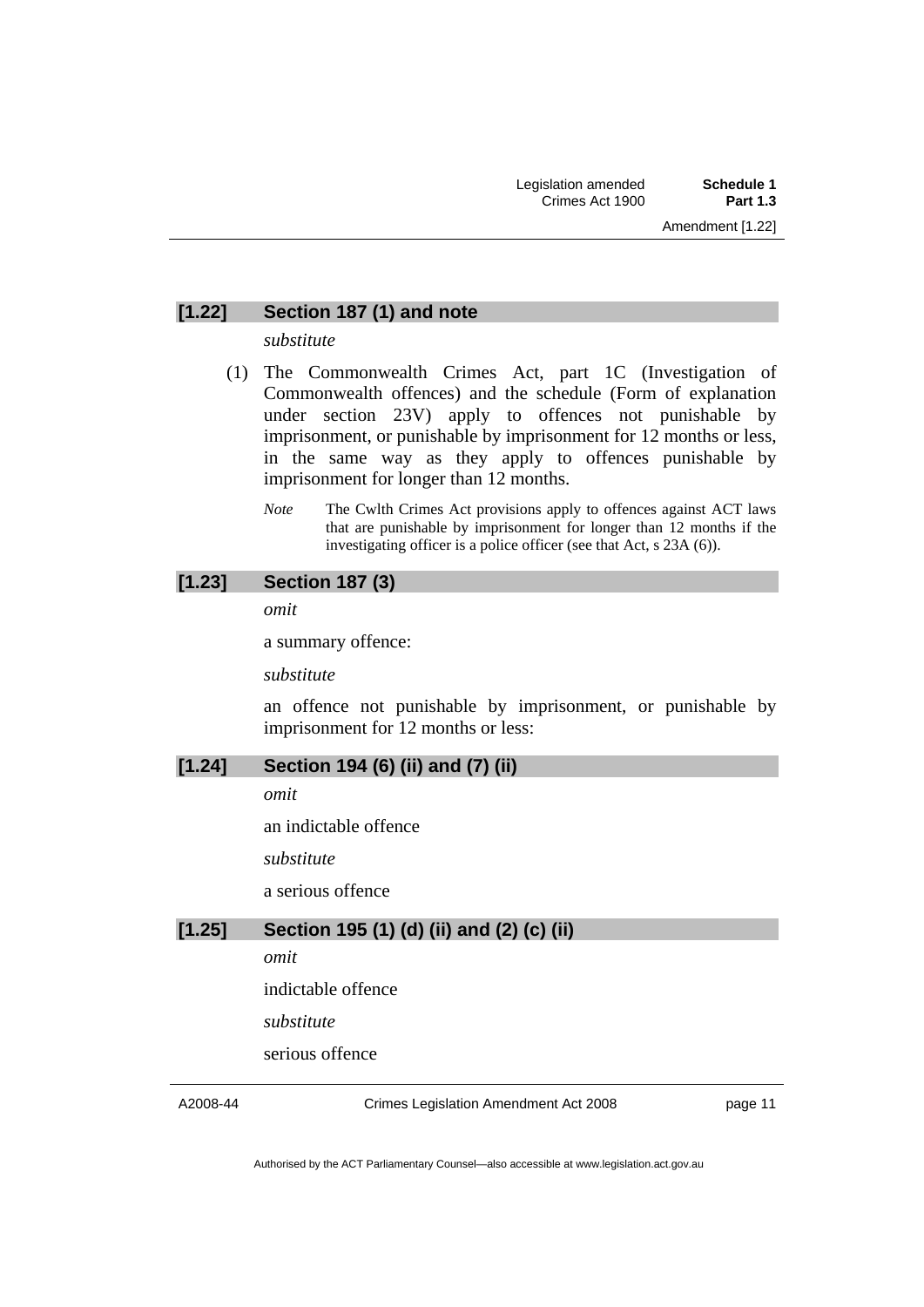## [1.22] Section 187 (1) and note

*substitute*

(1) The Commonwealth Crimes Act, part 1C (Investigation of Commonwealth offences) and the schedule (Form of explanation under section 23V) apply to offences not punishable by imprisonment, or punishable by imprisonment for 12 months or less, in the same way as they apply to offences punishable by imprisonment for longer than 12 months.

*Note* The Cwlth Crimes Act provisions apply to offences against ACT laws that are punishable by imprisonment for longer than 12 months if the investigating officer is a police officer (see that Act, s 23A (6)).

## [1.23] Section 187 (3)

*omit*

a summary offence:

*substitute*

an offence not punishable by imprisonment, or punishable by imprisonment for 12 months or less:

## [1.24] Section 194 (6) (ii) and (7) (ii)

*omit*

an indictable offence

*substitute*

a serious offence

## [1.25] Section 195 (1) (d) (ii) and (2) (c) (ii)

*omit*

indictable offence

*substitute*

serious offence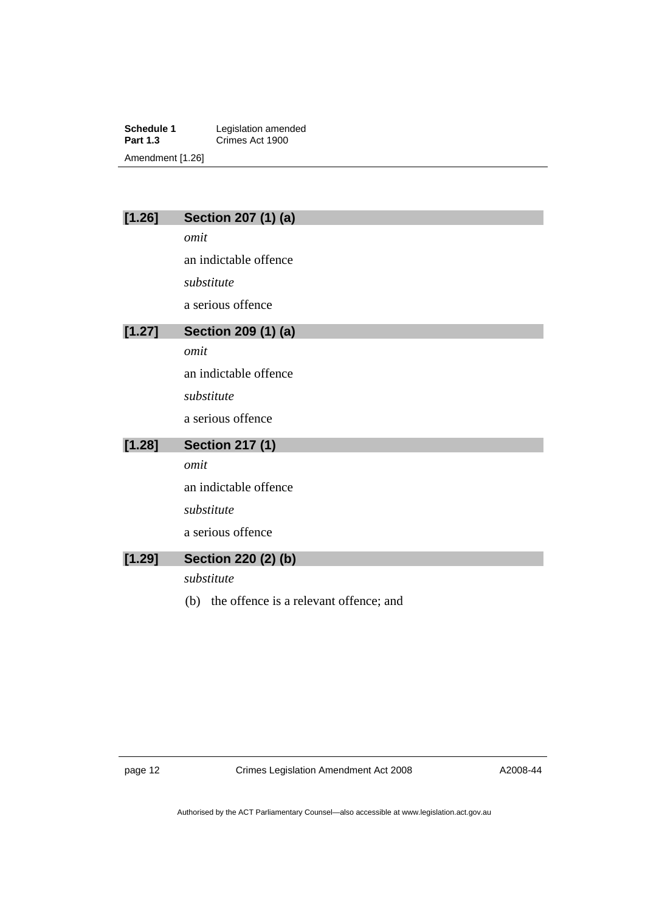### [1.26] Section 207 (1) (a)

*omit*

an indictable offence

*substitute*

a serious offence

### [1.27] Section 209 (1) (a)

*omit*

an indictable offence

*substitute*

a serious offence

### [1.28] Section 217 (1)

*omit*

an indictable offence

*substitute*

a serious offence

### [1.29] Section 220 (2) (b)

*substitute*

(b) the offence is a relevant offence; and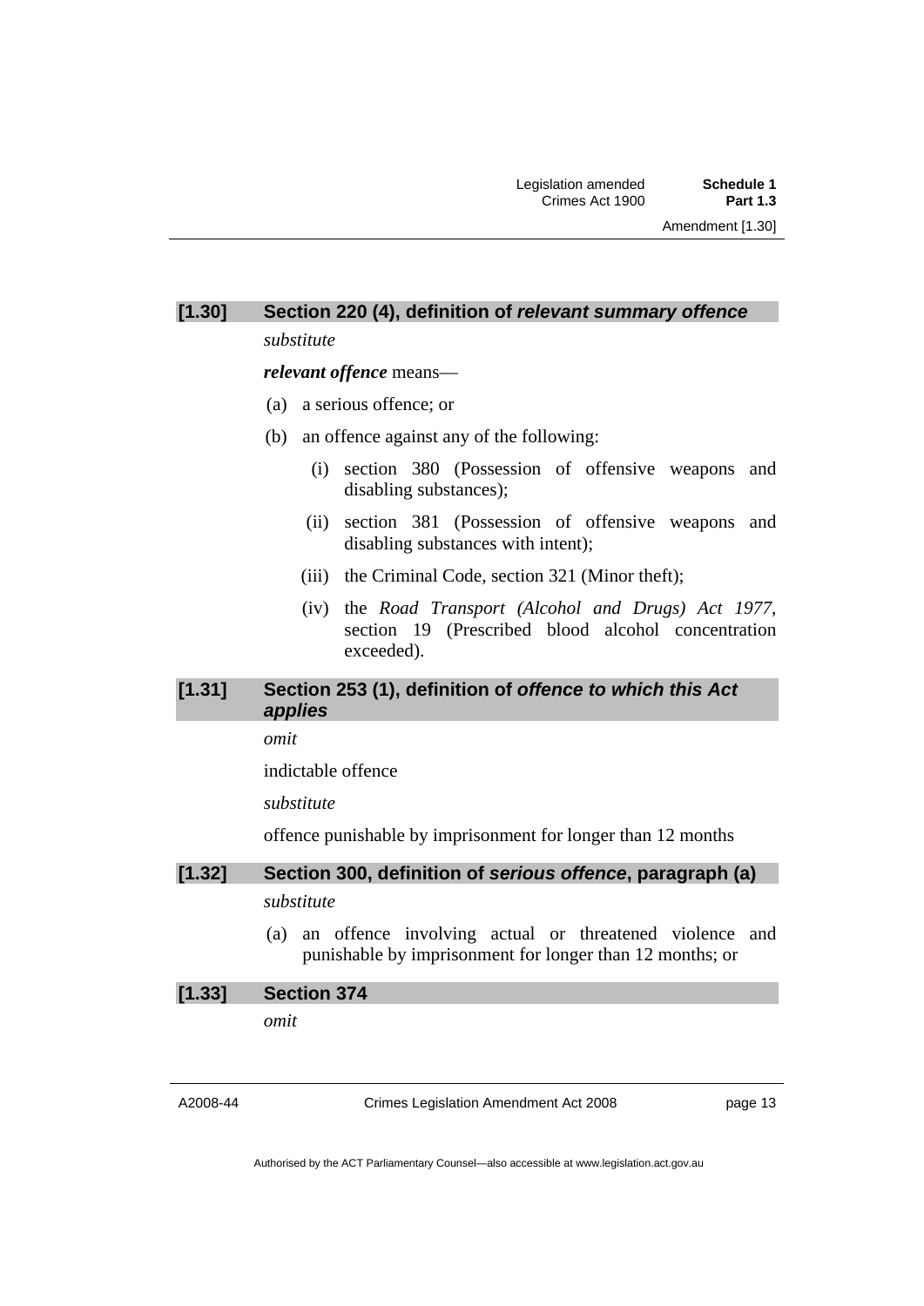### [1.30] Section 220 (4), definition of *relevant summary offence*

*substitute*

***relevant offence*** means—

(a) a serious offence; or

(b) an offence against any of the following:

  (i) section 380 (Possession of offensive weapons and disabling substances);

  (ii) section 381 (Possession of offensive weapons and disabling substances with intent);

  (iii) the Criminal Code, section 321 (Minor theft);

  (iv) the *Road Transport (Alcohol and Drugs) Act 1977*, section 19 (Prescribed blood alcohol concentration exceeded).

### [1.31] Section 253 (1), definition of *offence to which this Act applies*

*omit*

indictable offence

*substitute*

offence punishable by imprisonment for longer than 12 months

### [1.32] Section 300, definition of *serious offence*, paragraph (a)

*substitute*

(a) an offence involving actual or threatened violence and punishable by imprisonment for longer than 12 months; or

### [1.33] Section 374

*omit*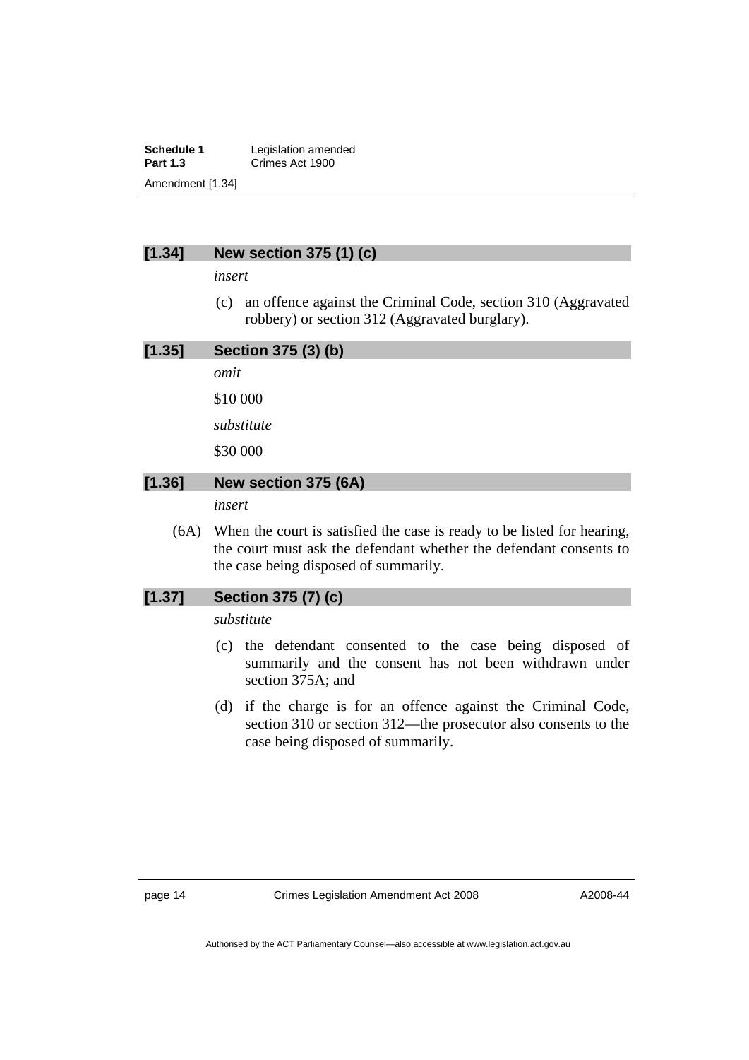### [1.34] New section 375 (1) (c)

*insert*

(c) an offence against the Criminal Code, section 310 (Aggravated robbery) or section 312 (Aggravated burglary).

### [1.35] Section 375 (3) (b)

*omit*

$10 000

*substitute*

$30 000

### [1.36] New section 375 (6A)

*insert*

(6A) When the court is satisfied the case is ready to be listed for hearing, the court must ask the defendant whether the defendant consents to the case being disposed of summarily.

### [1.37] Section 375 (7) (c)

*substitute*

(c) the defendant consented to the case being disposed of summarily and the consent has not been withdrawn under section 375A; and

(d) if the charge is for an offence against the Criminal Code, section 310 or section 312—the prosecutor also consents to the case being disposed of summarily.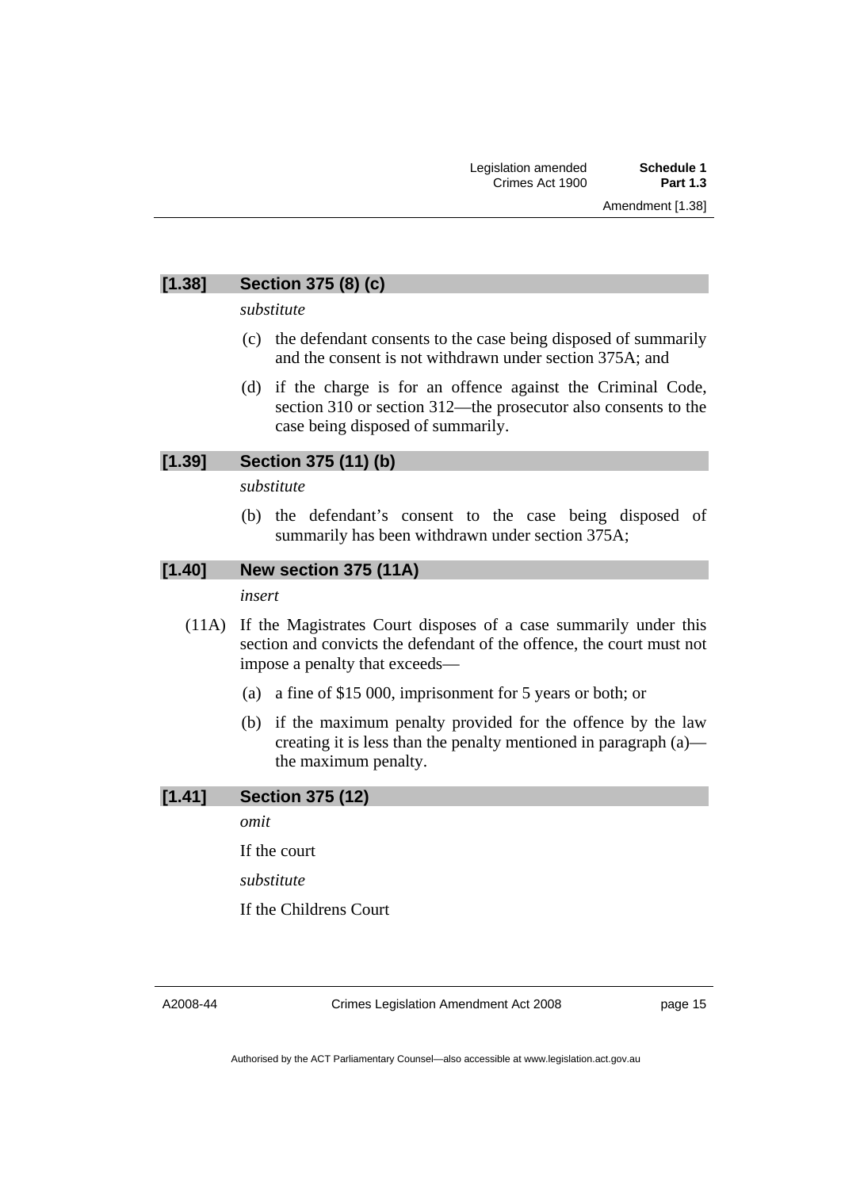## [1.38] Section 375 (8) (c)

*substitute*

(c) the defendant consents to the case being disposed of summarily and the consent is not withdrawn under section 375A; and

(d) if the charge is for an offence against the Criminal Code, section 310 or section 312—the prosecutor also consents to the case being disposed of summarily.

## [1.39] Section 375 (11) (b)

*substitute*

(b) the defendant's consent to the case being disposed of summarily has been withdrawn under section 375A;

## [1.40] New section 375 (11A)

*insert*

(11A) If the Magistrates Court disposes of a case summarily under this section and convicts the defendant of the offence, the court must not impose a penalty that exceeds—

(a) a fine of $15 000, imprisonment for 5 years or both; or

(b) if the maximum penalty provided for the offence by the law creating it is less than the penalty mentioned in paragraph (a)—the maximum penalty.

## [1.41] Section 375 (12)

*omit*

If the court

*substitute*

If the Childrens Court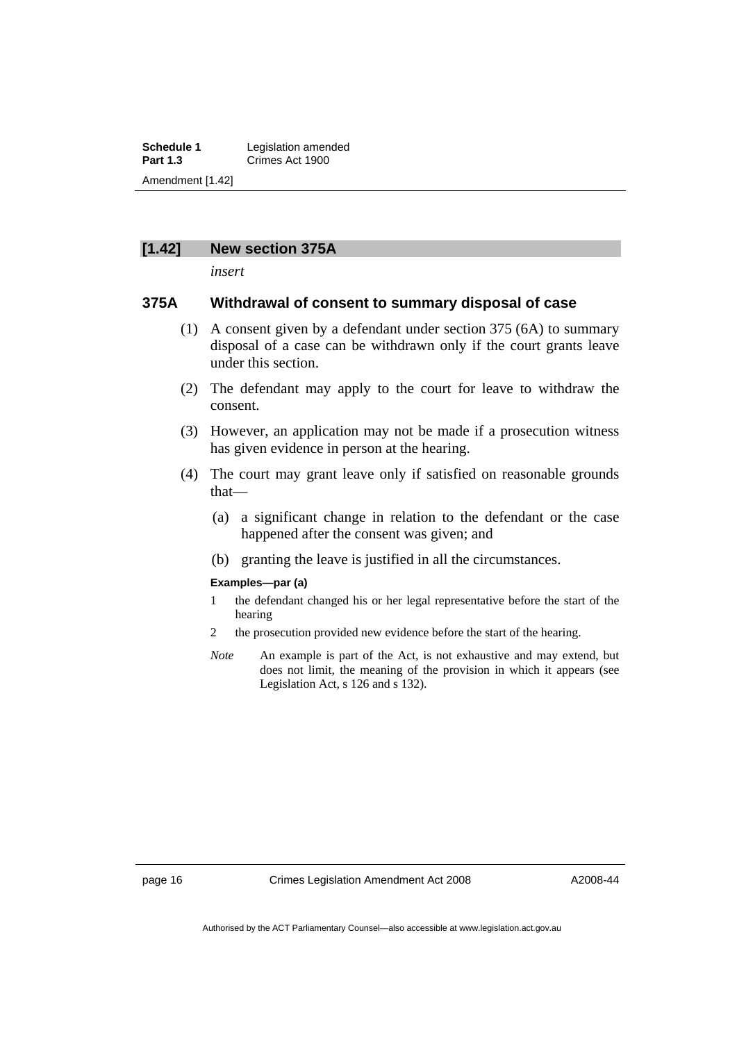## [1.42] New section 375A

*insert*

### 375A Withdrawal of consent to summary disposal of case

(1) A consent given by a defendant under section 375 (6A) to summary disposal of a case can be withdrawn only if the court grants leave under this section.

(2) The defendant may apply to the court for leave to withdraw the consent.

(3) However, an application may not be made if a prosecution witness has given evidence in person at the hearing.

(4) The court may grant leave only if satisfied on reasonable grounds that—

(a) a significant change in relation to the defendant or the case happened after the consent was given; and

(b) granting the leave is justified in all the circumstances.

**Examples—par (a)**

1 the defendant changed his or her legal representative before the start of the hearing

2 the prosecution provided new evidence before the start of the hearing.

*Note* An example is part of the Act, is not exhaustive and may extend, but does not limit, the meaning of the provision in which it appears (see Legislation Act, s 126 and s 132).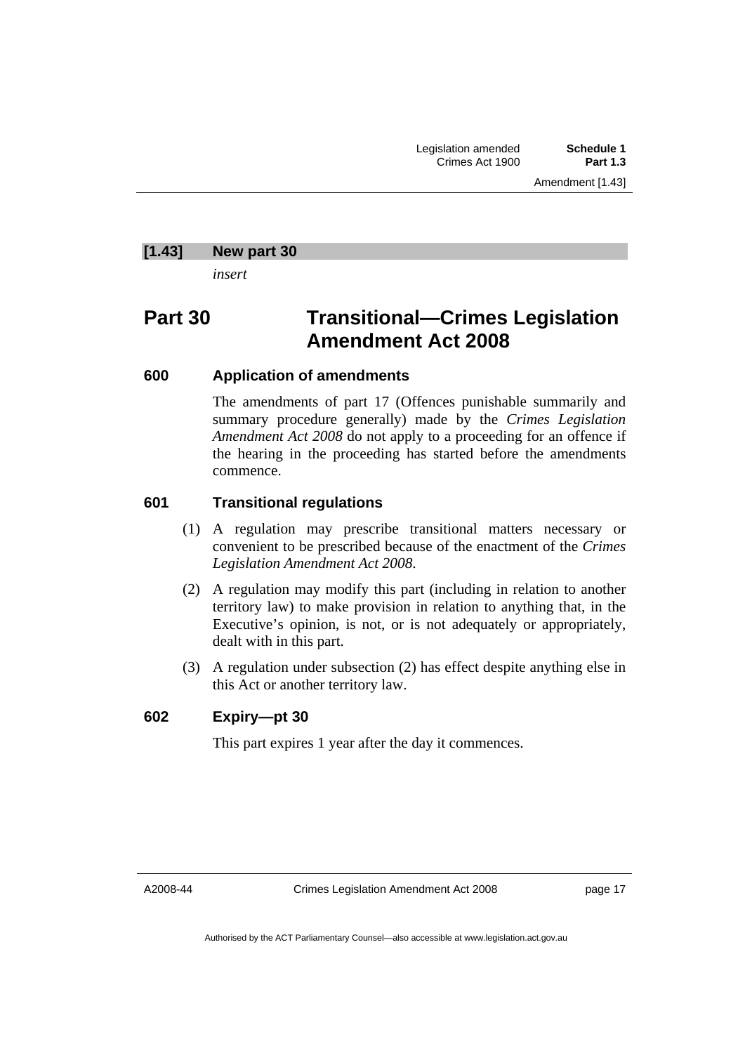### [1.43] New part 30

*insert*

# Part 30 Transitional—Crimes Legislation Amendment Act 2008

### 600 Application of amendments

The amendments of part 17 (Offences punishable summarily and summary procedure generally) made by the *Crimes Legislation Amendment Act 2008* do not apply to a proceeding for an offence if the hearing in the proceeding has started before the amendments commence.

### 601 Transitional regulations

(1) A regulation may prescribe transitional matters necessary or convenient to be prescribed because of the enactment of the *Crimes Legislation Amendment Act 2008*.

(2) A regulation may modify this part (including in relation to another territory law) to make provision in relation to anything that, in the Executive's opinion, is not, or is not adequately or appropriately, dealt with in this part.

(3) A regulation under subsection (2) has effect despite anything else in this Act or another territory law.

### 602 Expiry—pt 30

This part expires 1 year after the day it commences.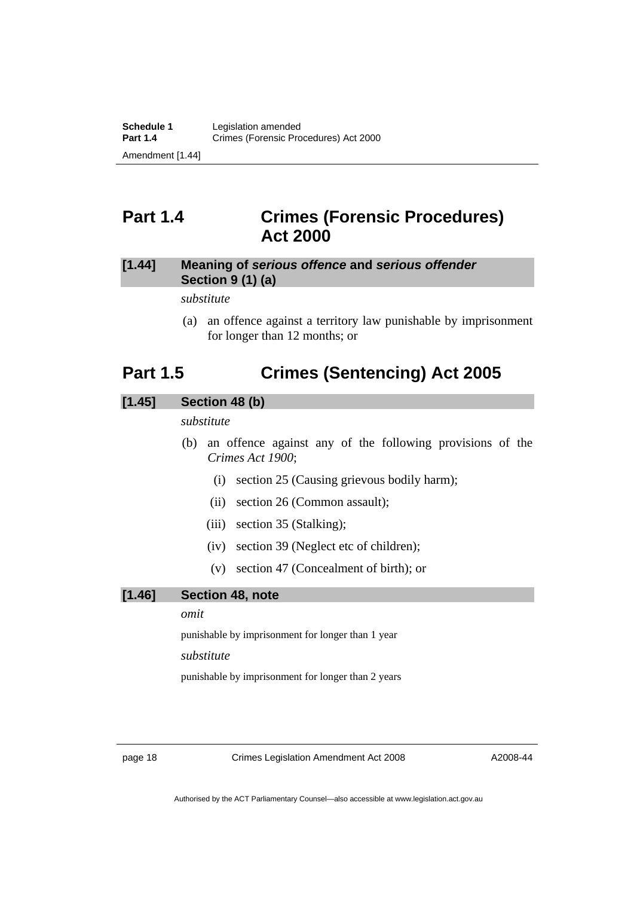## Part 1.4 Crimes (Forensic Procedures) Act 2000

### [1.44] Meaning of *serious offence* and *serious offender* Section 9 (1) (a)

*substitute*

(a) an offence against a territory law punishable by imprisonment for longer than 12 months; or

## Part 1.5 Crimes (Sentencing) Act 2005

### [1.45] Section 48 (b)

*substitute*

(b) an offence against any of the following provisions of the *Crimes Act 1900*;

(i) section 25 (Causing grievous bodily harm);

(ii) section 26 (Common assault);

(iii) section 35 (Stalking);

(iv) section 39 (Neglect etc of children);

(v) section 47 (Concealment of birth); or

### [1.46] Section 48, note

*omit*

punishable by imprisonment for longer than 1 year

*substitute*

punishable by imprisonment for longer than 2 years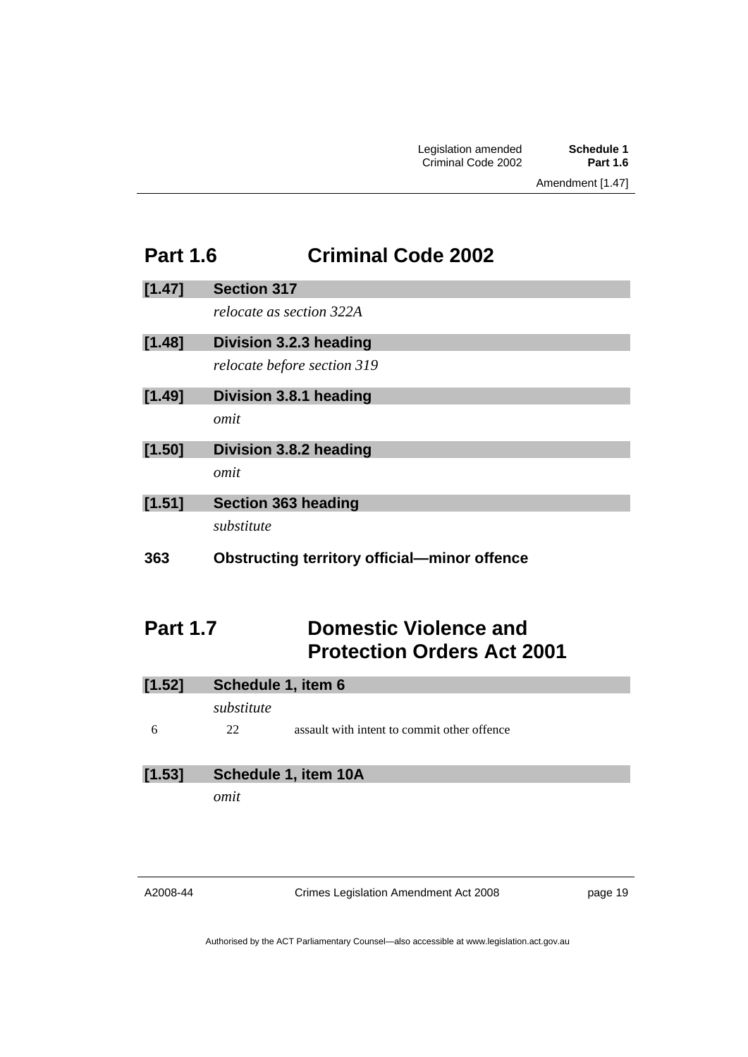## Part 1.6 Criminal Code 2002

**[1.47] Section 317**

*relocate as section 322A*

**[1.48] Division 3.2.3 heading**

*relocate before section 319*

**[1.49] Division 3.8.1 heading**

*omit*

**[1.50] Division 3.8.2 heading**

*omit*

**[1.51] Section 363 heading**

*substitute*

**363 Obstructing territory official—minor offence**

## Part 1.7 Domestic Violence and Protection Orders Act 2001

**[1.52] Schedule 1, item 6**

*substitute*

| | | |
|---|---|---|
| 6 | 22 | assault with intent to commit other offence |

**[1.53] Schedule 1, item 10A**

*omit*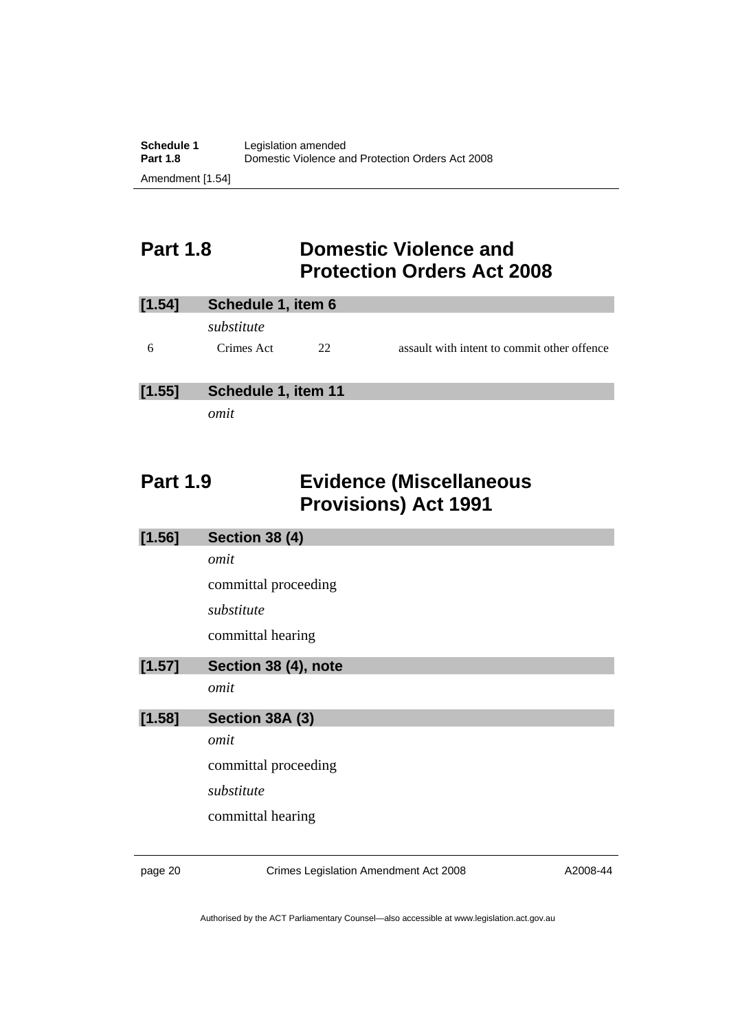## Part 1.8 Domestic Violence and Protection Orders Act 2008

**[1.54] Schedule 1, item 6**

*substitute*

| 6 | Crimes Act | 22 | assault with intent to commit other offence |
|---|---|---|---|

**[1.55] Schedule 1, item 11**

*omit*

## Part 1.9 Evidence (Miscellaneous Provisions) Act 1991

**[1.56] Section 38 (4)**

*omit*

committal proceeding

*substitute*

committal hearing

**[1.57] Section 38 (4), note**

*omit*

**[1.58] Section 38A (3)**

*omit*

committal proceeding

*substitute*

committal hearing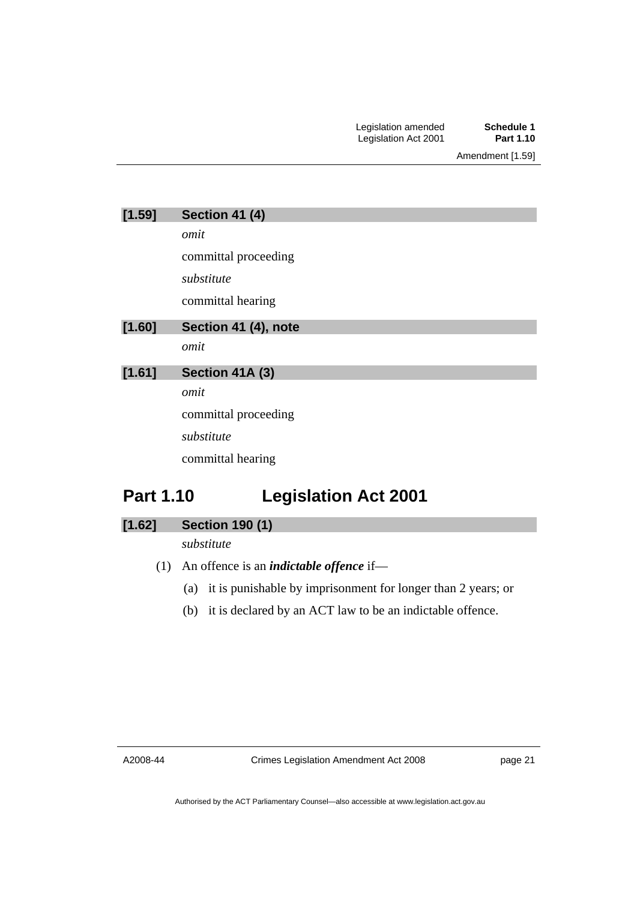**[1.59] Section 41 (4)**

*omit*

committal proceeding

*substitute*

committal hearing

**[1.60] Section 41 (4), note**

*omit*

**[1.61] Section 41A (3)**

*omit*

committal proceeding

*substitute*

committal hearing

## Part 1.10 Legislation Act 2001

**[1.62] Section 190 (1)**

*substitute*

(1) An offence is an ***indictable offence*** if—

(a) it is punishable by imprisonment for longer than 2 years; or

(b) it is declared by an ACT law to be an indictable offence.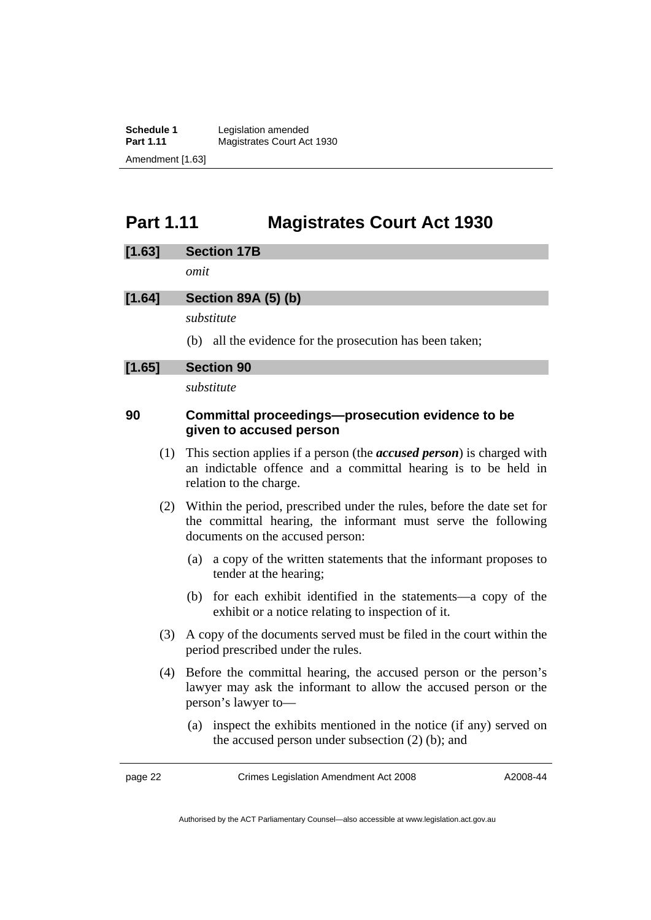# Part 1.11 Magistrates Court Act 1930

### [1.63] Section 17B

*omit*

### [1.64] Section 89A (5) (b)

*substitute*

(b) all the evidence for the prosecution has been taken;

### [1.65] Section 90

*substitute*

### 90 Committal proceedings—prosecution evidence to be given to accused person

(1) This section applies if a person (the ***accused person***) is charged with an indictable offence and a committal hearing is to be held in relation to the charge.

(2) Within the period, prescribed under the rules, before the date set for the committal hearing, the informant must serve the following documents on the accused person:

(a) a copy of the written statements that the informant proposes to tender at the hearing;

(b) for each exhibit identified in the statements—a copy of the exhibit or a notice relating to inspection of it.

(3) A copy of the documents served must be filed in the court within the period prescribed under the rules.

(4) Before the committal hearing, the accused person or the person's lawyer may ask the informant to allow the accused person or the person's lawyer to—

(a) inspect the exhibits mentioned in the notice (if any) served on the accused person under subsection (2) (b); and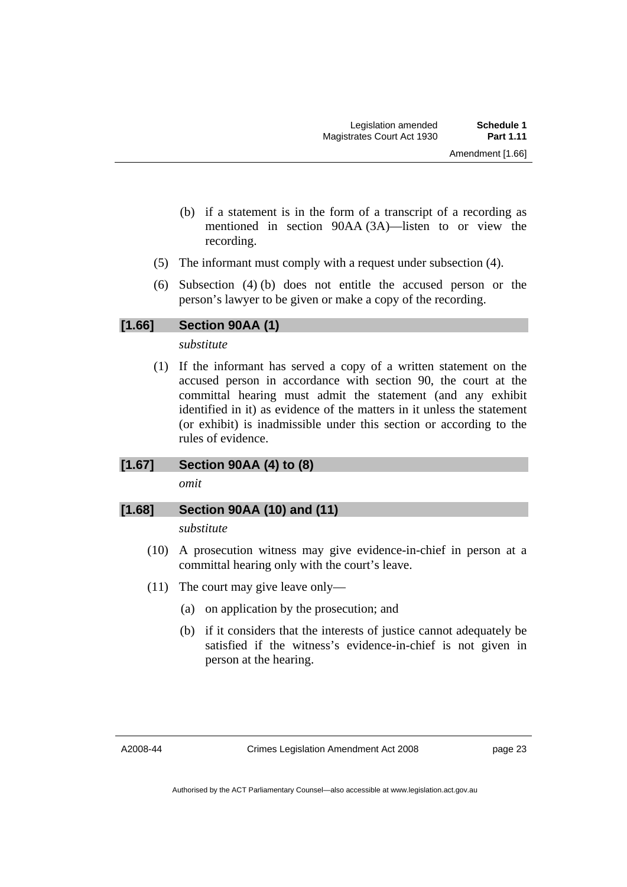(b) if a statement is in the form of a transcript of a recording as mentioned in section 90AA (3A)—listen to or view the recording.

(5) The informant must comply with a request under subsection (4).

(6) Subsection (4) (b) does not entitle the accused person or the person's lawyer to be given or make a copy of the recording.

## [1.66] Section 90AA (1)

*substitute*

(1) If the informant has served a copy of a written statement on the accused person in accordance with section 90, the court at the committal hearing must admit the statement (and any exhibit identified in it) as evidence of the matters in it unless the statement (or exhibit) is inadmissible under this section or according to the rules of evidence.

## [1.67] Section 90AA (4) to (8)

*omit*

## [1.68] Section 90AA (10) and (11)

*substitute*

(10) A prosecution witness may give evidence-in-chief in person at a committal hearing only with the court's leave.

(11) The court may give leave only—

(a) on application by the prosecution; and

(b) if it considers that the interests of justice cannot adequately be satisfied if the witness's evidence-in-chief is not given in person at the hearing.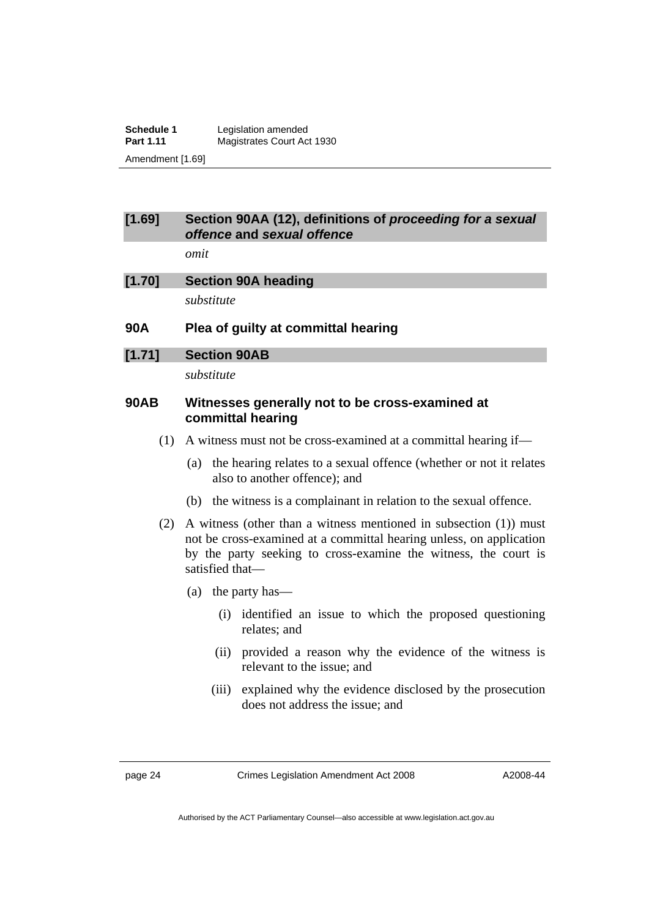### [1.69] Section 90AA (12), definitions of *proceeding for a sexual offence* and *sexual offence*

*omit*

### [1.70] Section 90A heading

*substitute*

### 90A Plea of guilty at committal hearing

### [1.71] Section 90AB

*substitute*

### 90AB Witnesses generally not to be cross-examined at committal hearing

(1) A witness must not be cross-examined at a committal hearing if—

(a) the hearing relates to a sexual offence (whether or not it relates also to another offence); and

(b) the witness is a complainant in relation to the sexual offence.

(2) A witness (other than a witness mentioned in subsection (1)) must not be cross-examined at a committal hearing unless, on application by the party seeking to cross-examine the witness, the court is satisfied that—

(a) the party has—

(i) identified an issue to which the proposed questioning relates; and

(ii) provided a reason why the evidence of the witness is relevant to the issue; and

(iii) explained why the evidence disclosed by the prosecution does not address the issue; and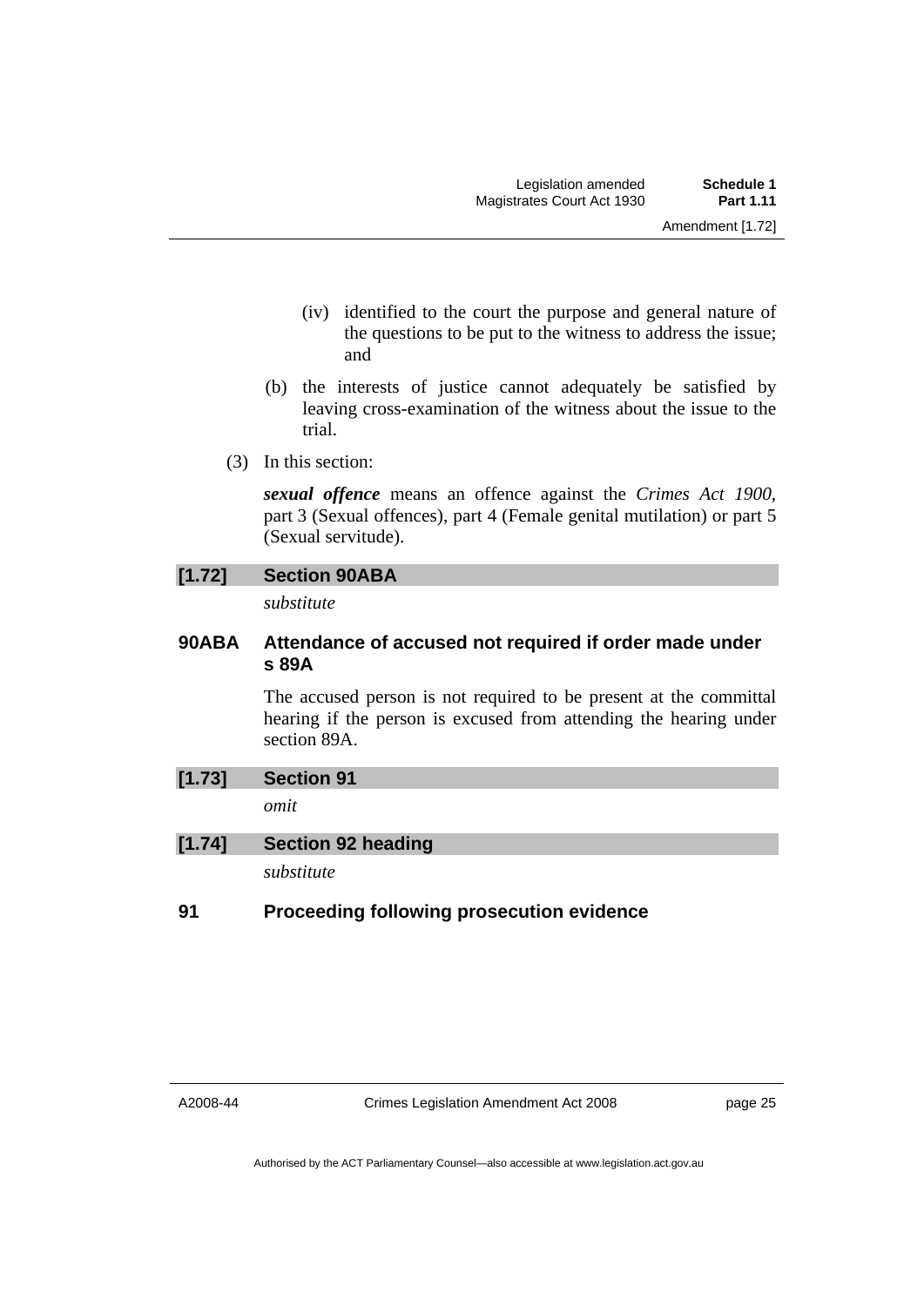(iv) identified to the court the purpose and general nature of the questions to be put to the witness to address the issue; and

(b) the interests of justice cannot adequately be satisfied by leaving cross-examination of the witness about the issue to the trial.

(3) In this section:

***sexual offence*** means an offence against the *Crimes Act 1900*, part 3 (Sexual offences), part 4 (Female genital mutilation) or part 5 (Sexual servitude).

### [1.72] Section 90ABA

*substitute*

### 90ABA Attendance of accused not required if order made under s 89A

The accused person is not required to be present at the committal hearing if the person is excused from attending the hearing under section 89A.

### [1.73] Section 91

*omit*

### [1.74] Section 92 heading

*substitute*

### 91 Proceeding following prosecution evidence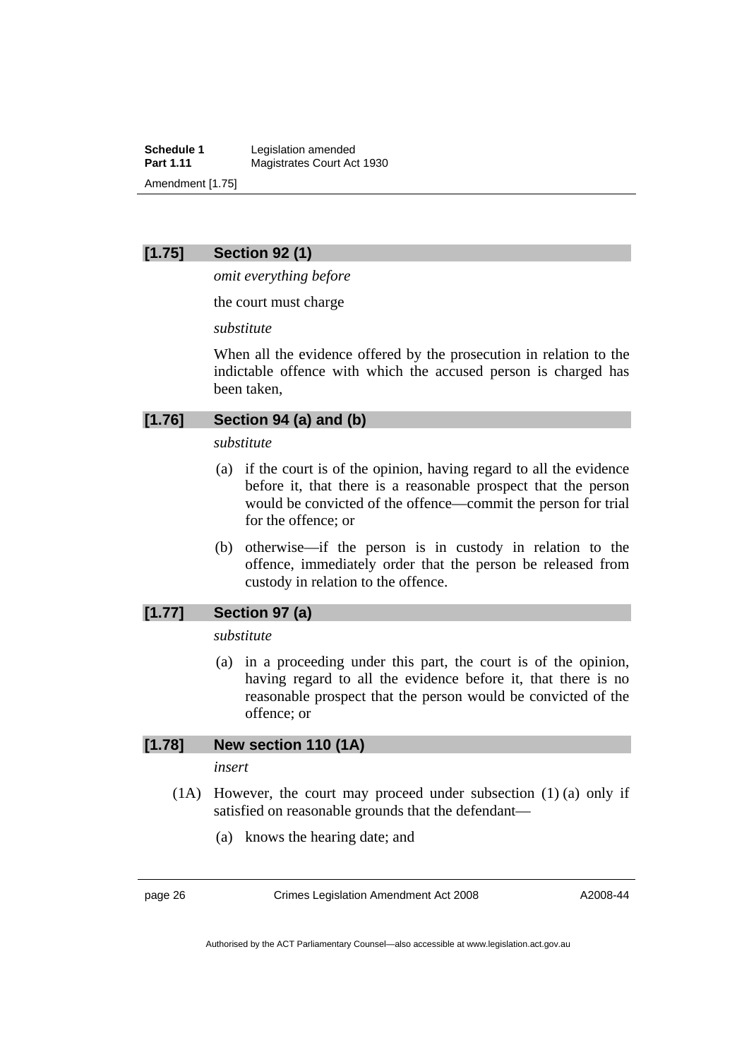### [1.75] Section 92 (1)

*omit everything before*

the court must charge

*substitute*

When all the evidence offered by the prosecution in relation to the indictable offence with which the accused person is charged has been taken,

### [1.76] Section 94 (a) and (b)

*substitute*

(a) if the court is of the opinion, having regard to all the evidence before it, that there is a reasonable prospect that the person would be convicted of the offence—commit the person for trial for the offence; or

(b) otherwise—if the person is in custody in relation to the offence, immediately order that the person be released from custody in relation to the offence.

### [1.77] Section 97 (a)

*substitute*

(a) in a proceeding under this part, the court is of the opinion, having regard to all the evidence before it, that there is no reasonable prospect that the person would be convicted of the offence; or

### [1.78] New section 110 (1A)

*insert*

(1A) However, the court may proceed under subsection (1) (a) only if satisfied on reasonable grounds that the defendant—

(a) knows the hearing date; and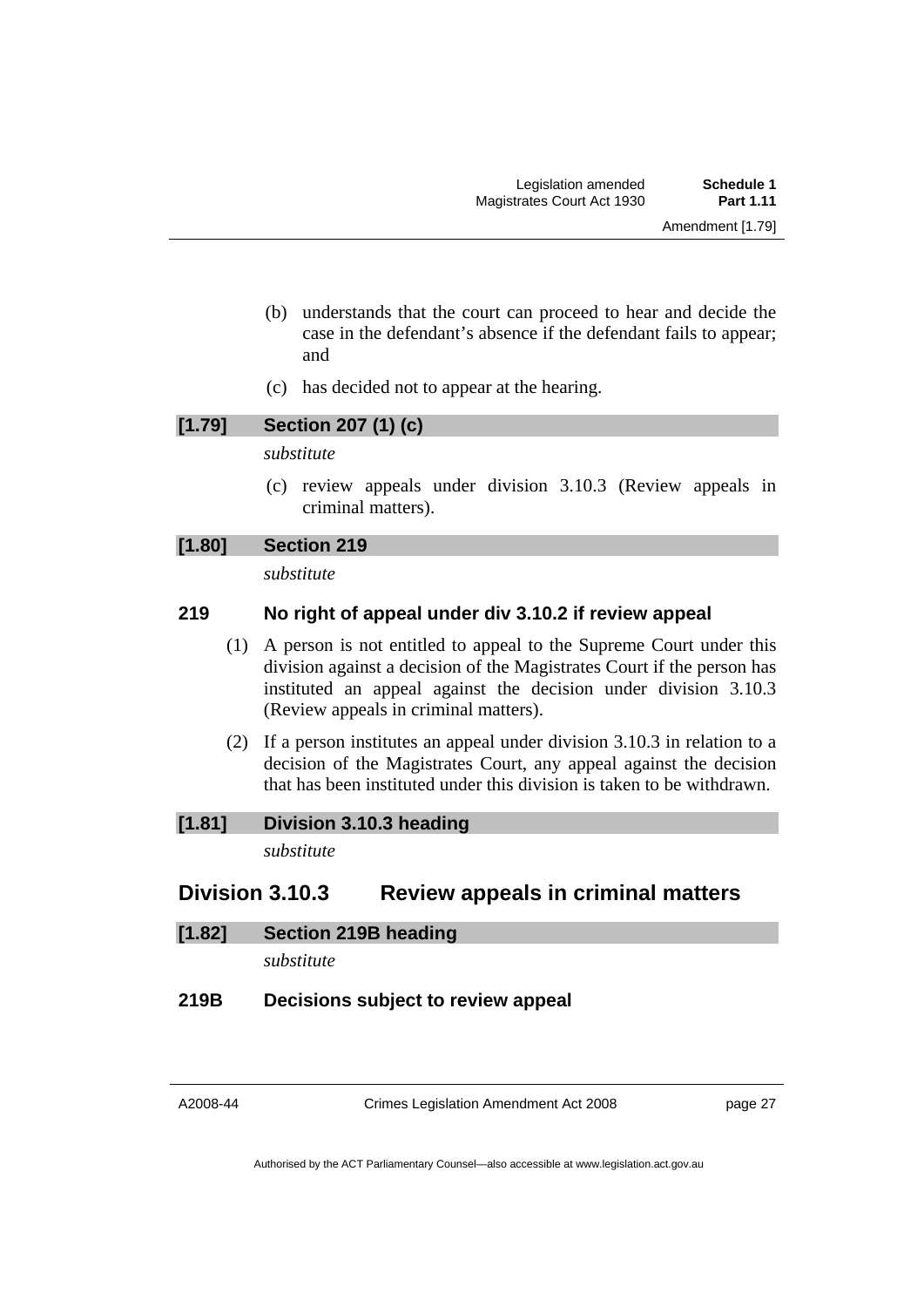(b) understands that the court can proceed to hear and decide the case in the defendant's absence if the defendant fails to appear; and

(c) has decided not to appear at the hearing.

**[1.79] Section 207 (1) (c)**

*substitute*

(c) review appeals under division 3.10.3 (Review appeals in criminal matters).

**[1.80] Section 219**

*substitute*

### 219 No right of appeal under div 3.10.2 if review appeal

(1) A person is not entitled to appeal to the Supreme Court under this division against a decision of the Magistrates Court if the person has instituted an appeal against the decision under division 3.10.3 (Review appeals in criminal matters).

(2) If a person institutes an appeal under division 3.10.3 in relation to a decision of the Magistrates Court, any appeal against the decision that has been instituted under this division is taken to be withdrawn.

**[1.81] Division 3.10.3 heading**

*substitute*

## Division 3.10.3 Review appeals in criminal matters

**[1.82] Section 219B heading**

*substitute*

### 219B Decisions subject to review appeal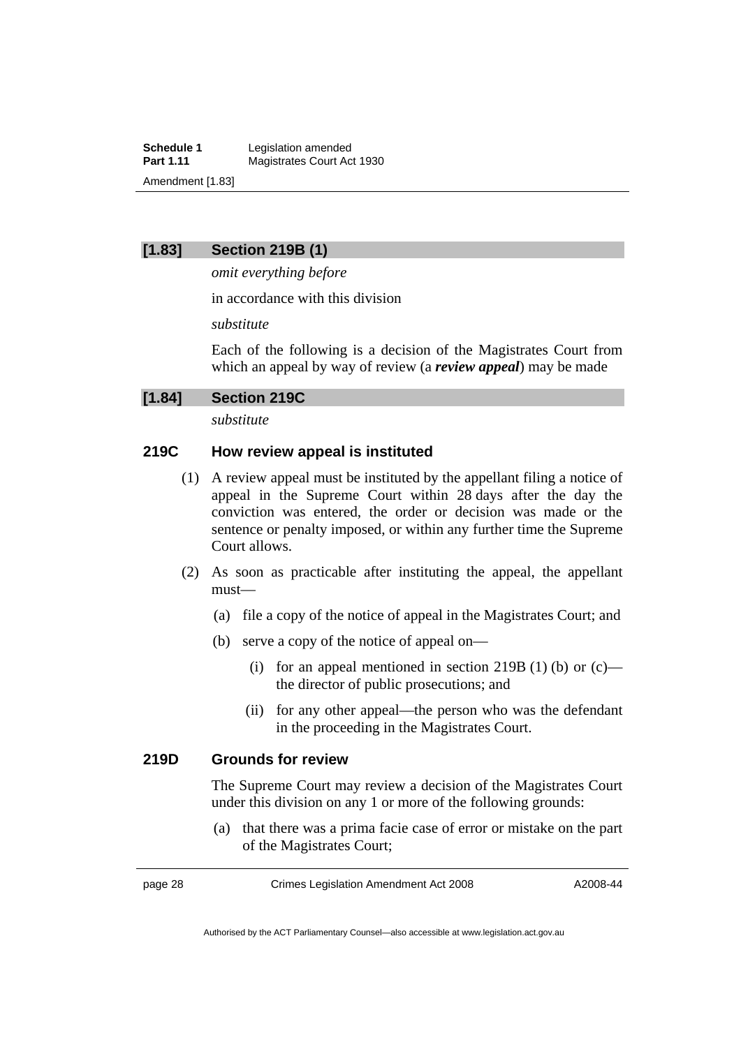## [1.83] Section 219B (1)

*omit everything before*

in accordance with this division

*substitute*

Each of the following is a decision of the Magistrates Court from which an appeal by way of review (a ***review appeal***) may be made

## [1.84] Section 219C

*substitute*

### 219C How review appeal is instituted

(1) A review appeal must be instituted by the appellant filing a notice of appeal in the Supreme Court within 28 days after the day the conviction was entered, the order or decision was made or the sentence or penalty imposed, or within any further time the Supreme Court allows.

(2) As soon as practicable after instituting the appeal, the appellant must—

(a) file a copy of the notice of appeal in the Magistrates Court; and

(b) serve a copy of the notice of appeal on—

(i) for an appeal mentioned in section 219B (1) (b) or (c)—the director of public prosecutions; and

(ii) for any other appeal—the person who was the defendant in the proceeding in the Magistrates Court.

### 219D Grounds for review

The Supreme Court may review a decision of the Magistrates Court under this division on any 1 or more of the following grounds:

(a) that there was a prima facie case of error or mistake on the part of the Magistrates Court;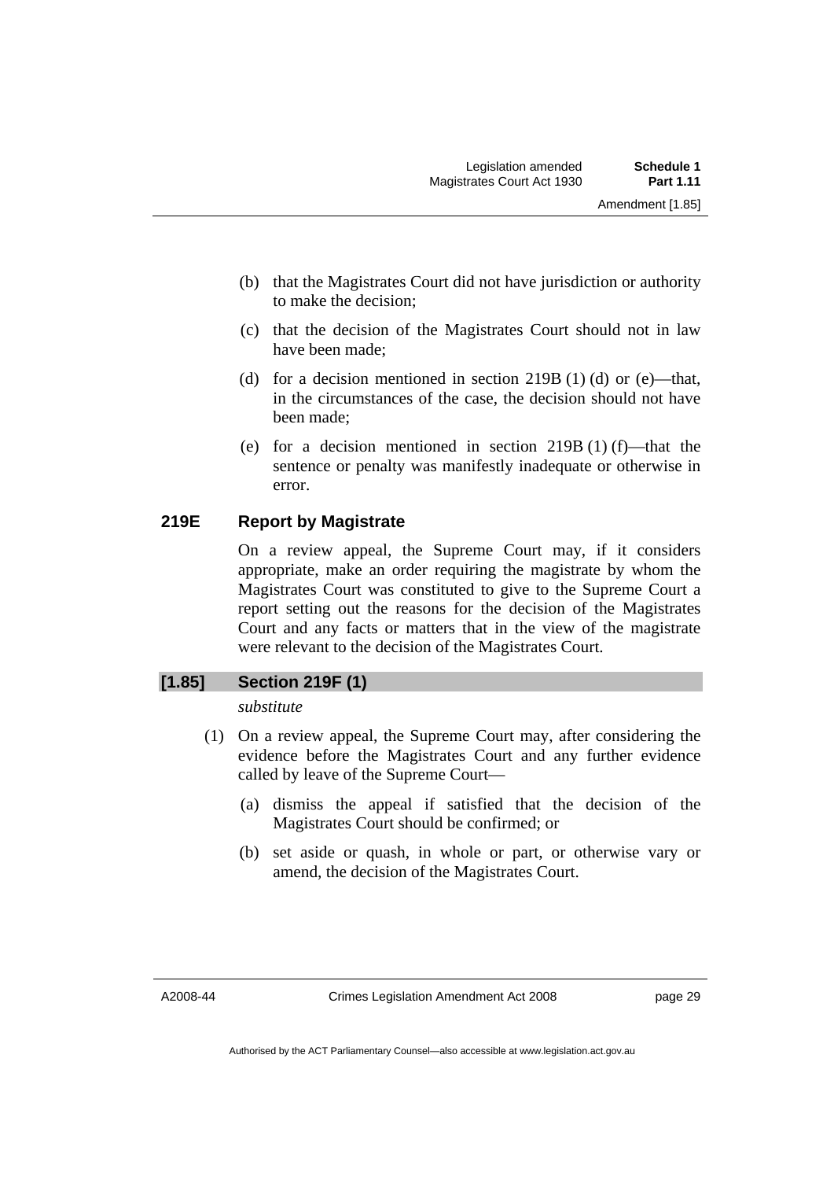(b) that the Magistrates Court did not have jurisdiction or authority to make the decision;

(c) that the decision of the Magistrates Court should not in law have been made;

(d) for a decision mentioned in section 219B (1) (d) or (e)—that, in the circumstances of the case, the decision should not have been made;

(e) for a decision mentioned in section 219B (1) (f)—that the sentence or penalty was manifestly inadequate or otherwise in error.

### 219E Report by Magistrate

On a review appeal, the Supreme Court may, if it considers appropriate, make an order requiring the magistrate by whom the Magistrates Court was constituted to give to the Supreme Court a report setting out the reasons for the decision of the Magistrates Court and any facts or matters that in the view of the magistrate were relevant to the decision of the Magistrates Court.

## [1.85] Section 219F (1)

*substitute*

(1) On a review appeal, the Supreme Court may, after considering the evidence before the Magistrates Court and any further evidence called by leave of the Supreme Court—

(a) dismiss the appeal if satisfied that the decision of the Magistrates Court should be confirmed; or

(b) set aside or quash, in whole or part, or otherwise vary or amend, the decision of the Magistrates Court.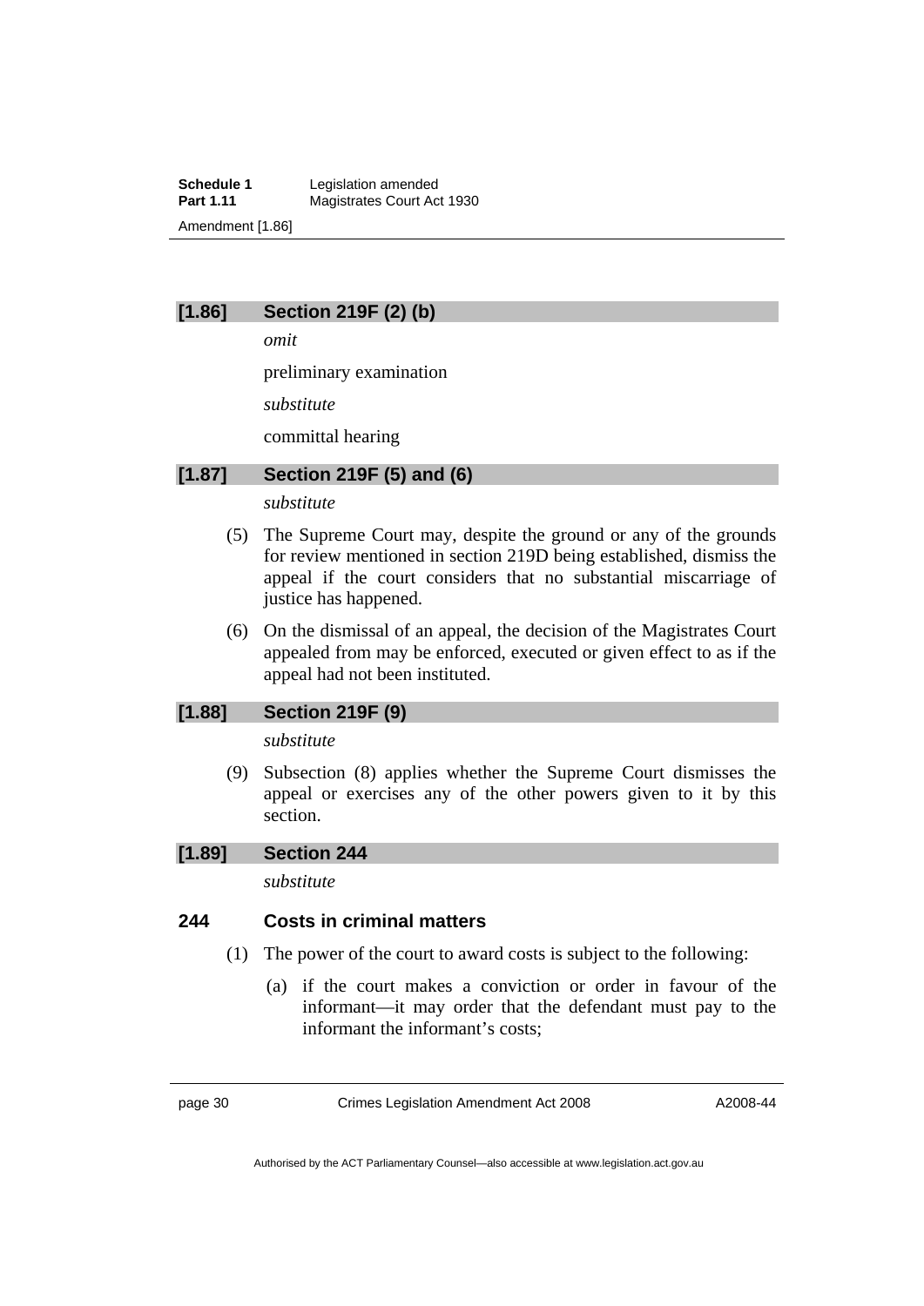## [1.86] Section 219F (2) (b)

*omit*

preliminary examination

*substitute*

committal hearing

## [1.87] Section 219F (5) and (6)

*substitute*

(5) The Supreme Court may, despite the ground or any of the grounds for review mentioned in section 219D being established, dismiss the appeal if the court considers that no substantial miscarriage of justice has happened.

(6) On the dismissal of an appeal, the decision of the Magistrates Court appealed from may be enforced, executed or given effect to as if the appeal had not been instituted.

## [1.88] Section 219F (9)

*substitute*

(9) Subsection (8) applies whether the Supreme Court dismisses the appeal or exercises any of the other powers given to it by this section.

## [1.89] Section 244

*substitute*

### 244 Costs in criminal matters

(1) The power of the court to award costs is subject to the following:

(a) if the court makes a conviction or order in favour of the informant—it may order that the defendant must pay to the informant the informant's costs;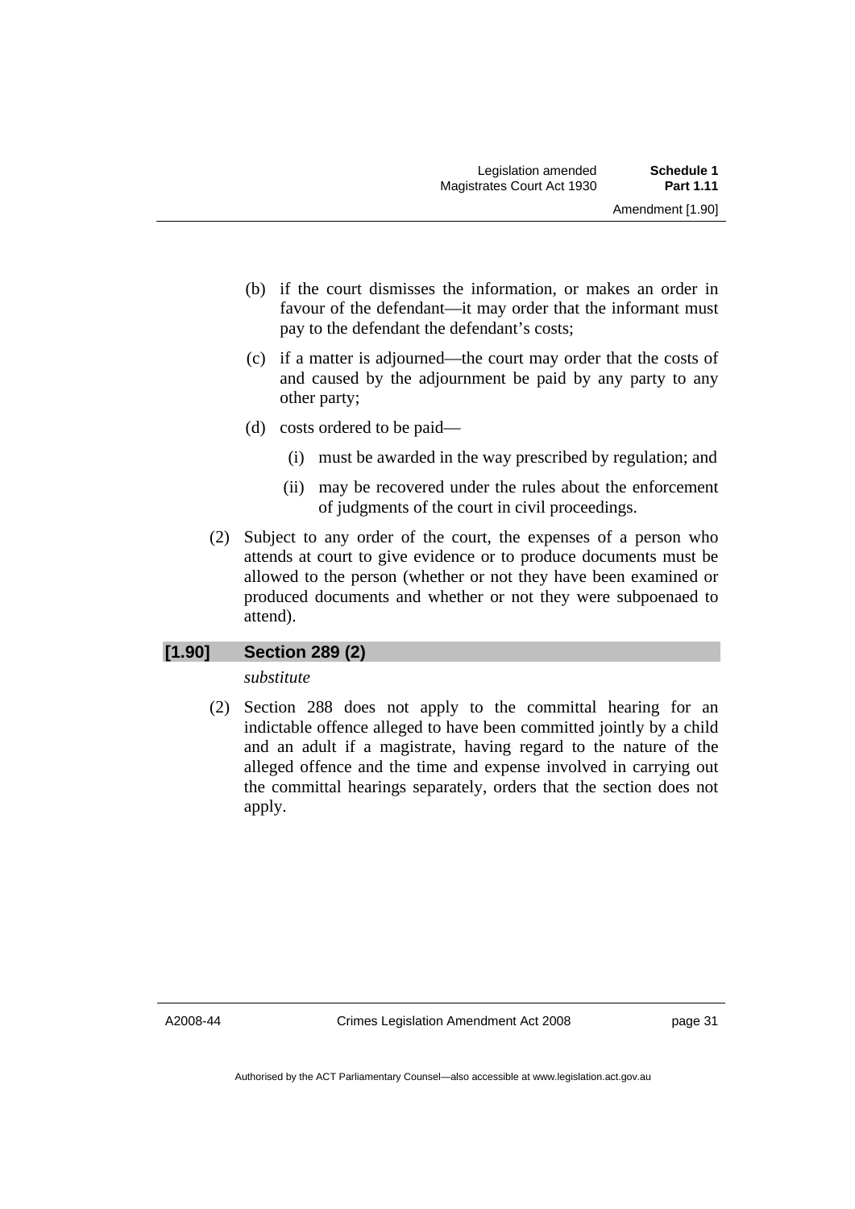(b) if the court dismisses the information, or makes an order in favour of the defendant—it may order that the informant must pay to the defendant the defendant's costs;

(c) if a matter is adjourned—the court may order that the costs of and caused by the adjournment be paid by any party to any other party;

(d) costs ordered to be paid—

(i) must be awarded in the way prescribed by regulation; and

(ii) may be recovered under the rules about the enforcement of judgments of the court in civil proceedings.

(2) Subject to any order of the court, the expenses of a person who attends at court to give evidence or to produce documents must be allowed to the person (whether or not they have been examined or produced documents and whether or not they were subpoenaed to attend).

### [1.90] Section 289 (2)

*substitute*

(2) Section 288 does not apply to the committal hearing for an indictable offence alleged to have been committed jointly by a child and an adult if a magistrate, having regard to the nature of the alleged offence and the time and expense involved in carrying out the committal hearings separately, orders that the section does not apply.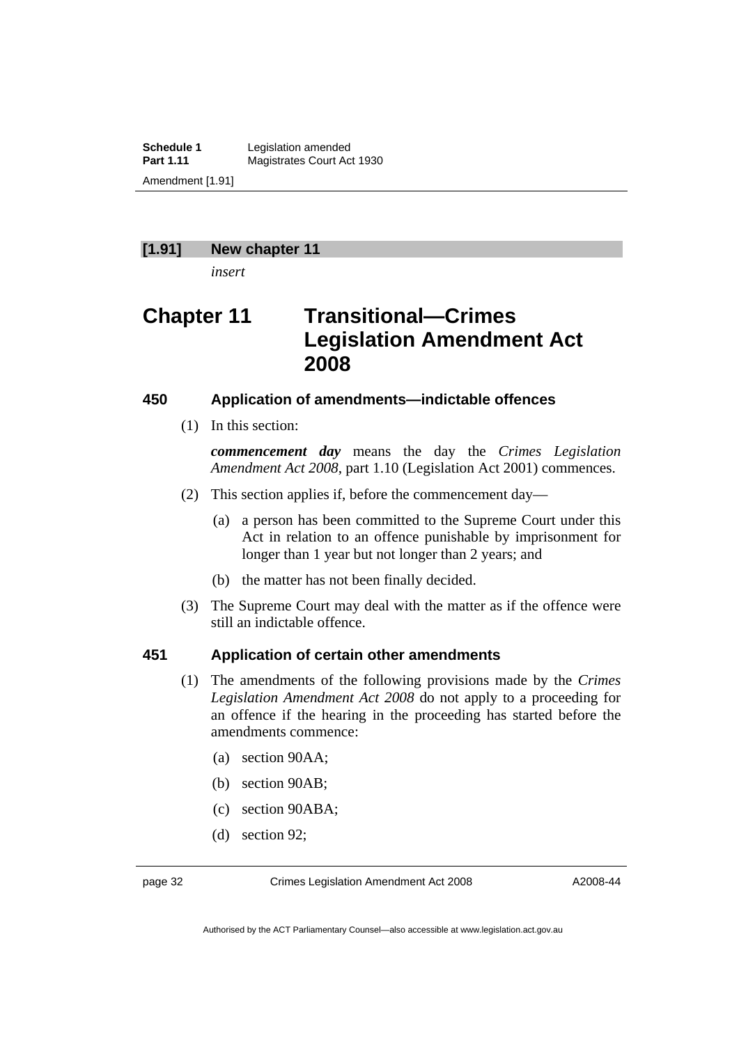## [1.91] New chapter 11

*insert*

# Chapter 11 Transitional—Crimes Legislation Amendment Act 2008

### 450 Application of amendments—indictable offences

(1) In this section:

***commencement day*** means the day the *Crimes Legislation Amendment Act 2008*, part 1.10 (Legislation Act 2001) commences.

(2) This section applies if, before the commencement day—

(a) a person has been committed to the Supreme Court under this Act in relation to an offence punishable by imprisonment for longer than 1 year but not longer than 2 years; and

(b) the matter has not been finally decided.

(3) The Supreme Court may deal with the matter as if the offence were still an indictable offence.

### 451 Application of certain other amendments

(1) The amendments of the following provisions made by the *Crimes Legislation Amendment Act 2008* do not apply to a proceeding for an offence if the hearing in the proceeding has started before the amendments commence:

(a) section 90AA;

(b) section 90AB;

(c) section 90ABA;

(d) section 92;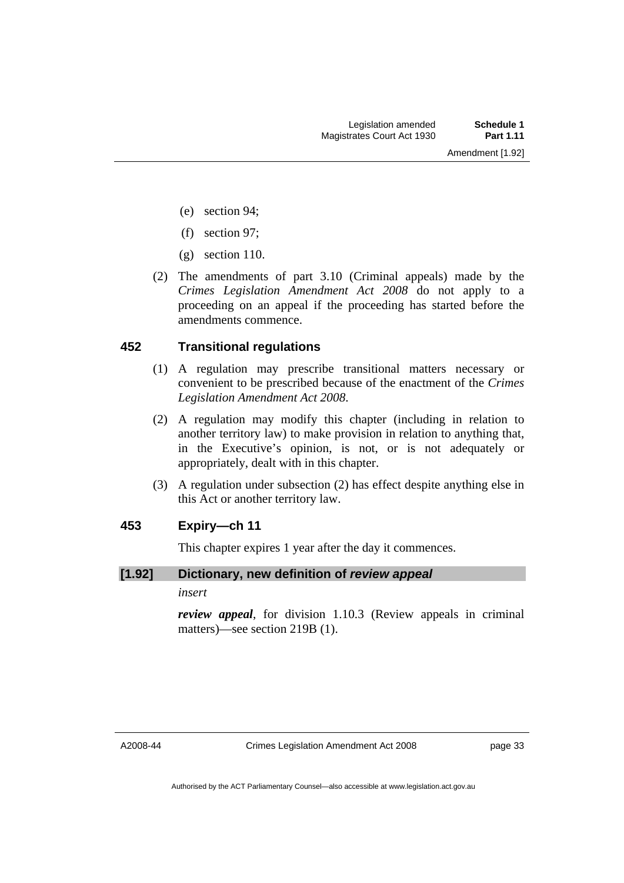(e) section 94;

(f) section 97;

(g) section 110.

(2) The amendments of part 3.10 (Criminal appeals) made by the *Crimes Legislation Amendment Act 2008* do not apply to a proceeding on an appeal if the proceeding has started before the amendments commence.

### 452 Transitional regulations

(1) A regulation may prescribe transitional matters necessary or convenient to be prescribed because of the enactment of the *Crimes Legislation Amendment Act 2008*.

(2) A regulation may modify this chapter (including in relation to another territory law) to make provision in relation to anything that, in the Executive's opinion, is not, or is not adequately or appropriately, dealt with in this chapter.

(3) A regulation under subsection (2) has effect despite anything else in this Act or another territory law.

### 453 Expiry—ch 11

This chapter expires 1 year after the day it commences.

### [1.92] Dictionary, new definition of *review appeal*

*insert*

***review appeal***, for division 1.10.3 (Review appeals in criminal matters)—see section 219B (1).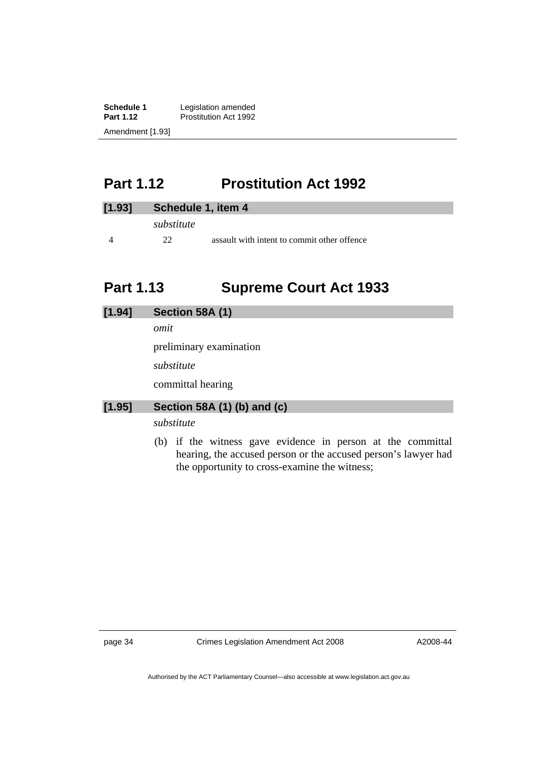## Part 1.12 Prostitution Act 1992

### [1.93] Schedule 1, item 4

*substitute*

| | | |
|---|---|---|
| 4 | 22 | assault with intent to commit other offence |

## Part 1.13 Supreme Court Act 1933

### [1.94] Section 58A (1)

*omit*

preliminary examination

*substitute*

committal hearing

### [1.95] Section 58A (1) (b) and (c)

*substitute*

(b) if the witness gave evidence in person at the committal hearing, the accused person or the accused person's lawyer had the opportunity to cross-examine the witness;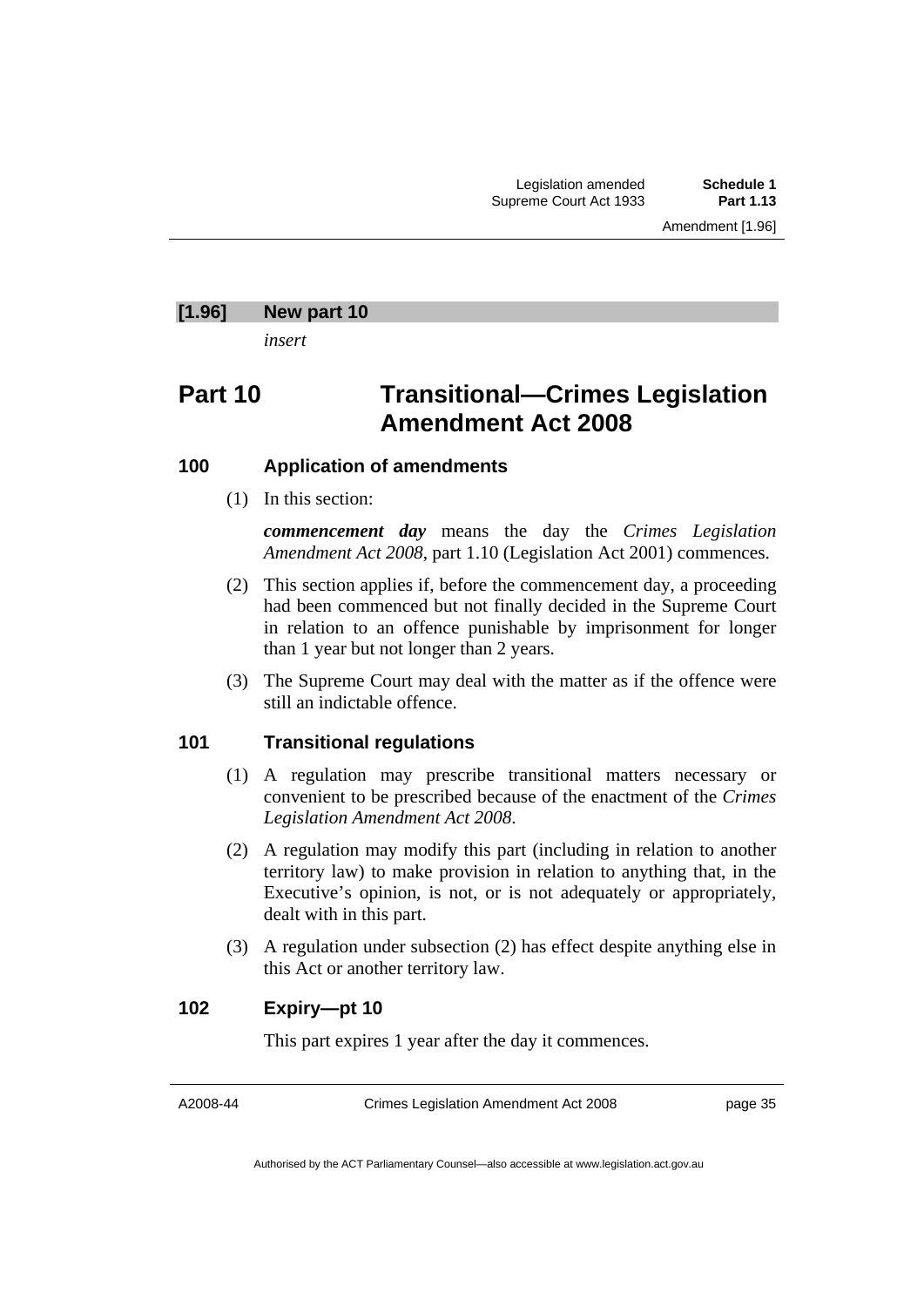**[1.96] New part 10**

*insert*

# Part 10 Transitional—Crimes Legislation Amendment Act 2008

### 100 Application of amendments

(1) In this section:

***commencement day*** means the day the *Crimes Legislation Amendment Act 2008*, part 1.10 (Legislation Act 2001) commences.

(2) This section applies if, before the commencement day, a proceeding had been commenced but not finally decided in the Supreme Court in relation to an offence punishable by imprisonment for longer than 1 year but not longer than 2 years.

(3) The Supreme Court may deal with the matter as if the offence were still an indictable offence.

### 101 Transitional regulations

(1) A regulation may prescribe transitional matters necessary or convenient to be prescribed because of the enactment of the *Crimes Legislation Amendment Act 2008*.

(2) A regulation may modify this part (including in relation to another territory law) to make provision in relation to anything that, in the Executive's opinion, is not, or is not adequately or appropriately, dealt with in this part.

(3) A regulation under subsection (2) has effect despite anything else in this Act or another territory law.

### 102 Expiry—pt 10

This part expires 1 year after the day it commences.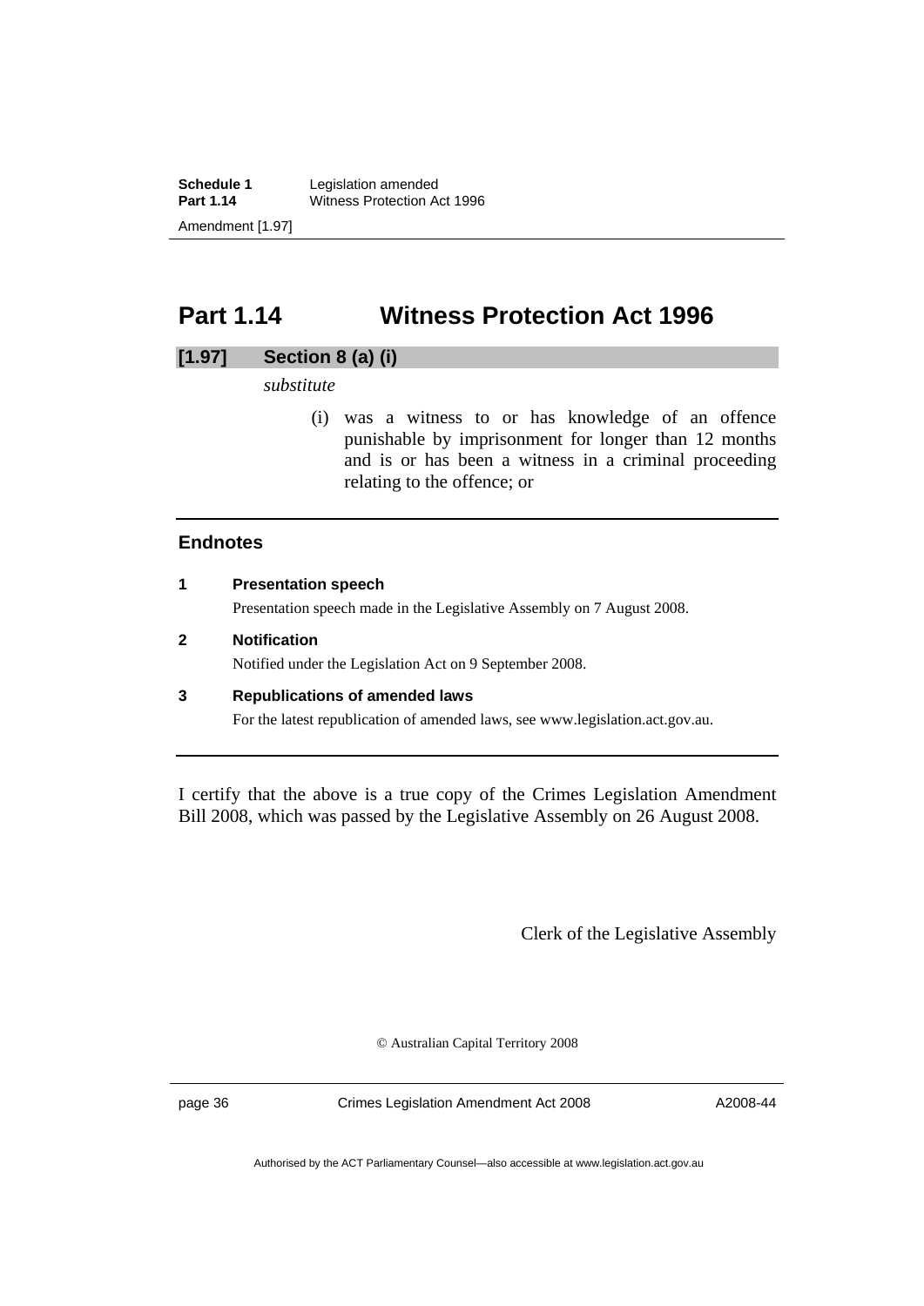## Part 1.14 Witness Protection Act 1996

**[1.97] Section 8 (a) (i)**

*substitute*

(i) was a witness to or has knowledge of an offence punishable by imprisonment for longer than 12 months and is or has been a witness in a criminal proceeding relating to the offence; or

### Endnotes

**1 Presentation speech**

Presentation speech made in the Legislative Assembly on 7 August 2008.

**2 Notification**

Notified under the Legislation Act on 9 September 2008.

**3 Republications of amended laws**

For the latest republication of amended laws, see www.legislation.act.gov.au.

I certify that the above is a true copy of the Crimes Legislation Amendment Bill 2008, which was passed by the Legislative Assembly on 26 August 2008.

Clerk of the Legislative Assembly

© Australian Capital Territory 2008